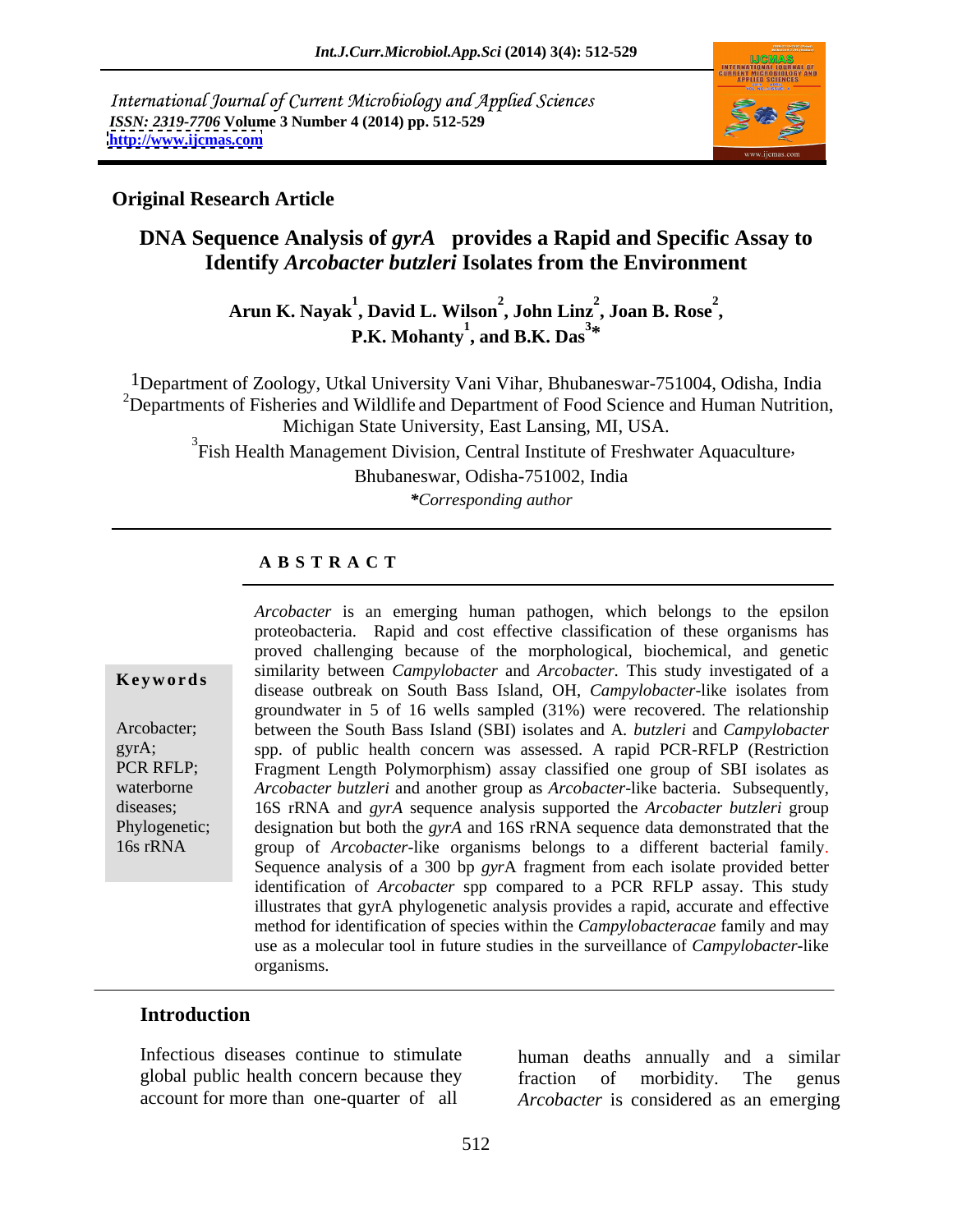International Journal of Current Microbiology and Applied Sciences
*ISSN: 2319-7706* **Volume 3 Number 4 (2014) pp. 512-529**
**http://www.ijcmas.com**

**Original Research Article**

# DNA Sequence Analysis of *gyrA* provides a Rapid and Specific Assay to Identify *Arcobacter butzleri* Isolates from the Environment

**Arun K. Nayak[1], David L. Wilson[2], John Linz[2], Joan B. Rose[2], P.K. Mohanty[1], and B.K. Das[3]***

[1]Department of Zoology, Utkal University Vani Vihar, Bhubaneswar-751004, Odisha, India
[2]Departments of Fisheries and Wildlife and Department of Food Science and Human Nutrition, Michigan State University, East Lansing, MI, USA.
[3]Fish Health Management Division, Central Institute of Freshwater Aquaculture, Bhubaneswar, Odisha-751002, India

**Corresponding author*

## A B S T R A C T

**Keywords**

Arcobacter; gyrA; PCR RFLP; waterborne diseases; Phylogenetic; 16s rRNA

*Arcobacter* is an emerging human pathogen, which belongs to the epsilon proteobacteria. Rapid and cost effective classification of these organisms has proved challenging because of the morphological, biochemical, and genetic similarity between *Campylobacter* and *Arcobacter*. This study investigated of a disease outbreak on South Bass Island, OH, *Campylobacter*-like isolates from groundwater in 5 of 16 wells sampled (31%) were recovered. The relationship between the South Bass Island (SBI) isolates and A. *butzleri* and *Campylobacter* spp. of public health concern was assessed. A rapid PCR-RFLP (Restriction Fragment Length Polymorphism) assay classified one group of SBI isolates as *Arcobacter butzleri* and another group as *Arcobacter*-like bacteria. Subsequently, 16S rRNA and *gyrA* sequence analysis supported the *Arcobacter butzleri* group designation but both the *gyrA* and 16S rRNA sequence data demonstrated that the group of *Arcobacter*-like organisms belongs to a different bacterial family. Sequence analysis of a 300 bp *gyr*A fragment from each isolate provided better identification of *Arcobacter* spp compared to a PCR RFLP assay. This study illustrates that gyrA phylogenetic analysis provides a rapid, accurate and effective method for identification of species within the *Campylobacteracae* family and may use as a molecular tool in future studies in the surveillance of *Campylobacter*-like organisms.

## Introduction

Infectious diseases continue to stimulate global public health concern because they account for more than one-quarter of all human deaths annually and a similar fraction of morbidity. The genus *Arcobacter* is considered as an emerging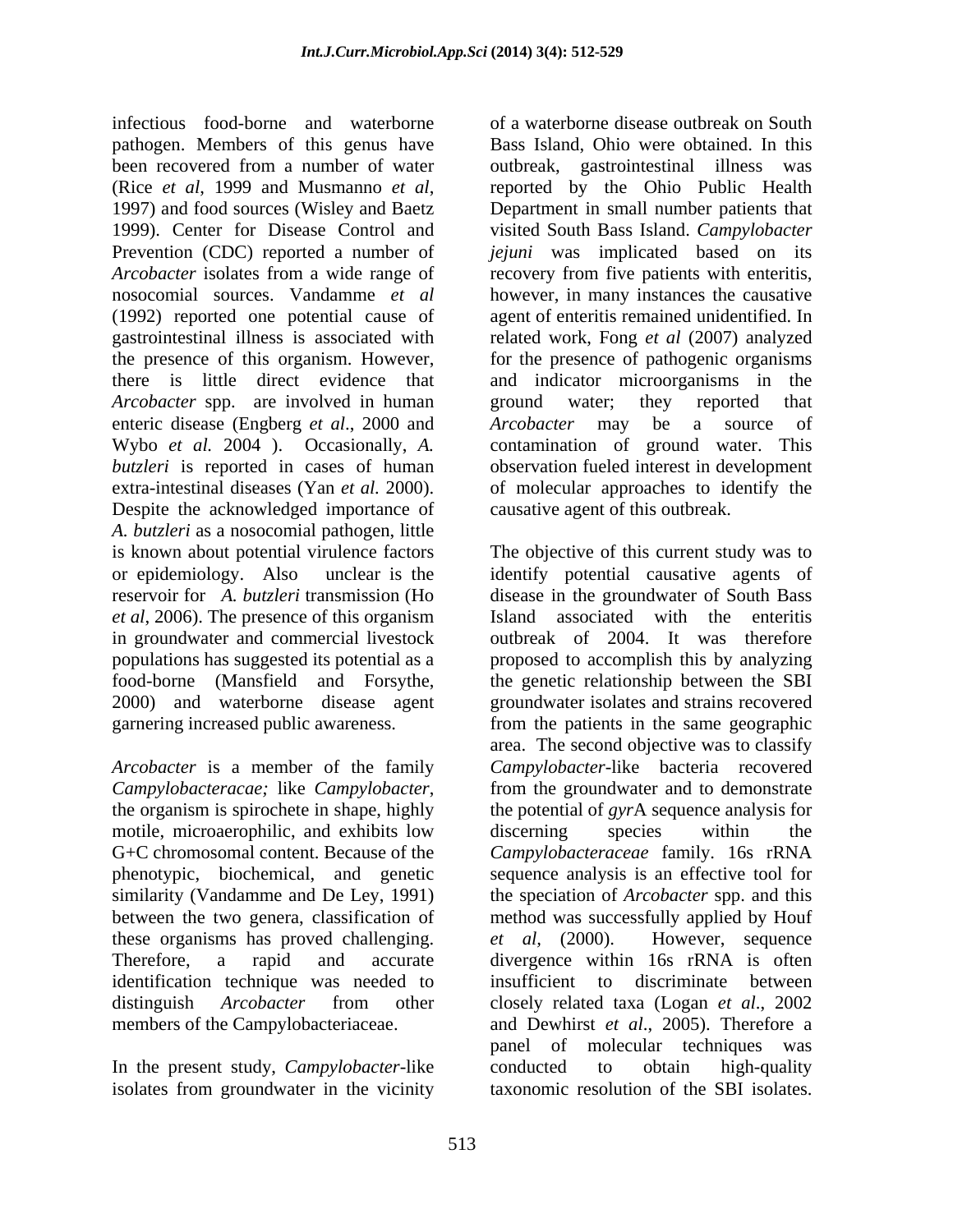infectious food-borne and waterborne pathogen. Members of this genus have been recovered from a number of water (Rice *et al*, 1999 and Musmanno *et al*, 1997) and food sources (Wisley and Baetz 1999). Center for Disease Control and Prevention (CDC) reported a number of *Arcobacter* isolates from a wide range of nosocomial sources. Vandamme *et al* (1992) reported one potential cause of gastrointestinal illness is associated with the presence of this organism. However, there is little direct evidence that *Arcobacter* spp. are involved in human enteric disease (Engberg *et al*., 2000 and Wybo *et al.* 2004 ). Occasionally, *A. butzleri* is reported in cases of human extra-intestinal diseases (Yan *et al.* 2000). Despite the acknowledged importance of *A. butzleri* as a nosocomial pathogen, little is known about potential virulence factors or epidemiology. Also unclear is the reservoir for *A. butzleri* transmission (Ho *et al*, 2006). The presence of this organism in groundwater and commercial livestock populations has suggested its potential as a food-borne (Mansfield and Forsythe, 2000) and waterborne disease agent garnering increased public awareness.

*Arcobacter* is a member of the family *Campylobacteracae;* like *Campylobacter*, the organism is spirochete in shape, highly motile, microaerophilic, and exhibits low G+C chromosomal content. Because of the phenotypic, biochemical, and genetic similarity (Vandamme and De Ley, 1991) between the two genera, classification of these organisms has proved challenging. Therefore, a rapid and accurate identification technique was needed to distinguish *Arcobacter* from other members of the Campylobacteriaceae.

In the present study, *Campylobacter*-like isolates from groundwater in the vicinity of a waterborne disease outbreak on South Bass Island, Ohio were obtained. In this outbreak, gastrointestinal illness was reported by the Ohio Public Health Department in small number patients that visited South Bass Island. *Campylobacter jejuni* was implicated based on its recovery from five patients with enteritis, however, in many instances the causative agent of enteritis remained unidentified. In related work, Fong *et al* (2007) analyzed for the presence of pathogenic organisms and indicator microorganisms in the ground water; they reported that *Arcobacter* may be a source of contamination of ground water. This observation fueled interest in development of molecular approaches to identify the causative agent of this outbreak.

The objective of this current study was to identify potential causative agents of disease in the groundwater of South Bass Island associated with the enteritis outbreak of 2004. It was therefore proposed to accomplish this by analyzing the genetic relationship between the SBI groundwater isolates and strains recovered from the patients in the same geographic area. The second objective was to classify *Campylobacter*-like bacteria recovered from the groundwater and to demonstrate the potential of *gyr*A sequence analysis for discerning species within the *Campylobacteraceae* family. 16s rRNA sequence analysis is an effective tool for the speciation of *Arcobacter* spp. and this method was successfully applied by Houf *et al*, (2000). However, sequence divergence within 16s rRNA is often insufficient to discriminate between closely related taxa (Logan *et al*., 2002 and Dewhirst *et al*., 2005). Therefore a panel of molecular techniques was conducted to obtain high-quality taxonomic resolution of the SBI isolates.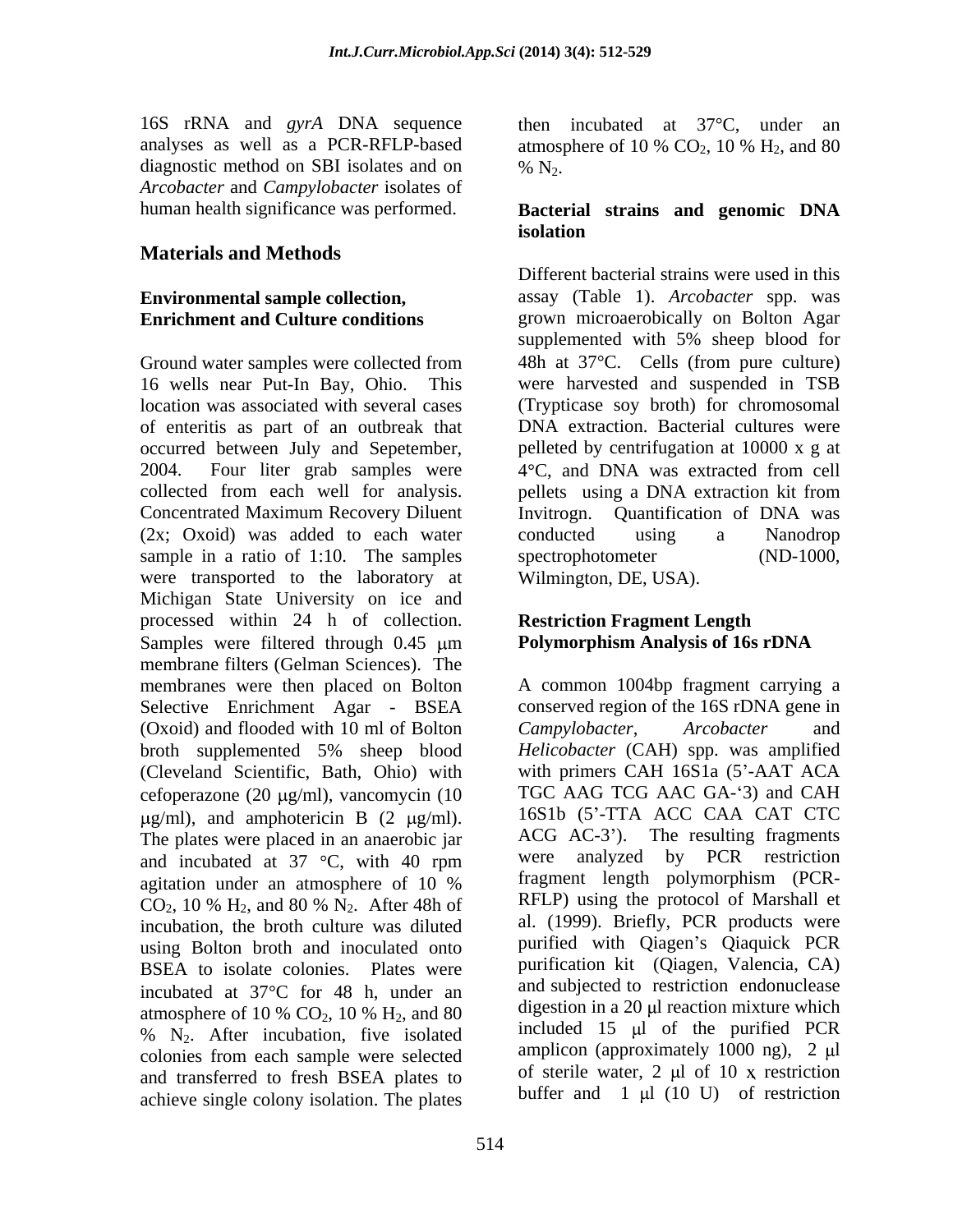16S rRNA and *gyrA* DNA sequence analyses as well as a PCR-RFLP-based diagnostic method on SBI isolates and on *Arcobacter* and *Campylobacter* isolates of human health significance was performed.

## Materials and Methods

### Environmental sample collection, Enrichment and Culture conditions

Ground water samples were collected from 16 wells near Put-In Bay, Ohio. This location was associated with several cases of enteritis as part of an outbreak that occurred between July and Sepetember, 2004. Four liter grab samples were collected from each well for analysis. Concentrated Maximum Recovery Diluent (2x; Oxoid) was added to each water sample in a ratio of 1:10. The samples were transported to the laboratory at Michigan State University on ice and processed within 24 h of collection. Samples were filtered through 0.45 μm membrane filters (Gelman Sciences). The membranes were then placed on Bolton Selective Enrichment Agar - BSEA (Oxoid) and flooded with 10 ml of Bolton broth supplemented 5% sheep blood (Cleveland Scientific, Bath, Ohio) with cefoperazone (20 μg/ml), vancomycin (10 μg/ml), and amphotericin B (2 μg/ml). The plates were placed in an anaerobic jar and incubated at 37 °C, with 40 rpm agitation under an atmosphere of 10 % $CO_2$, 10 % $H_2$, and 80 % $N_2$. After 48h of incubation, the broth culture was diluted using Bolton broth and inoculated onto BSEA to isolate colonies. Plates were incubated at 37°C for 48 h, under an atmosphere of 10 % $CO_2$, 10 % $H_2$, and 80 % $N_2$. After incubation, five isolated colonies from each sample were selected and transferred to fresh BSEA plates to achieve single colony isolation. The plates then incubated at 37°C, under an atmosphere of 10 % $CO_2$, 10 % $H_2$, and 80 % $N_2$.

### Bacterial strains and genomic DNA isolation

Different bacterial strains were used in this assay (Table 1). *Arcobacter* spp. was grown microaerobically on Bolton Agar supplemented with 5% sheep blood for 48h at 37°C. Cells (from pure culture) were harvested and suspended in TSB (Trypticase soy broth) for chromosomal DNA extraction. Bacterial cultures were pelleted by centrifugation at 10000 x g at 4°C, and DNA was extracted from cell pellets using a DNA extraction kit from Invitrogn. Quantification of DNA was conducted using a Nanodrop spectrophotometer (ND-1000, Wilmington, DE, USA).

### Restriction Fragment Length Polymorphism Analysis of 16s rDNA

A common 1004bp fragment carrying a conserved region of the 16S rDNA gene in *Campylobacter*, *Arcobacter* and *Helicobacter* (CAH) spp. was amplified with primers CAH 16S1a (5'-AAT ACA TGC AAG TCG AAC GA-'3) and CAH 16S1b (5'-TTA ACC CAA CAT CTC ACG AC-3'). The resulting fragments were analyzed by PCR restriction fragment length polymorphism (PCR-RFLP) using the protocol of Marshall et al. (1999). Briefly, PCR products were purified with Qiagen's Qiaquick PCR purification kit (Qiagen, Valencia, CA) and subjected to restriction endonuclease digestion in a 20 μl reaction mixture which included 15 μl of the purified PCR amplicon (approximately 1000 ng), 2 μl of sterile water, 2 μl of 10 x restriction buffer and 1 μl (10 U) of restriction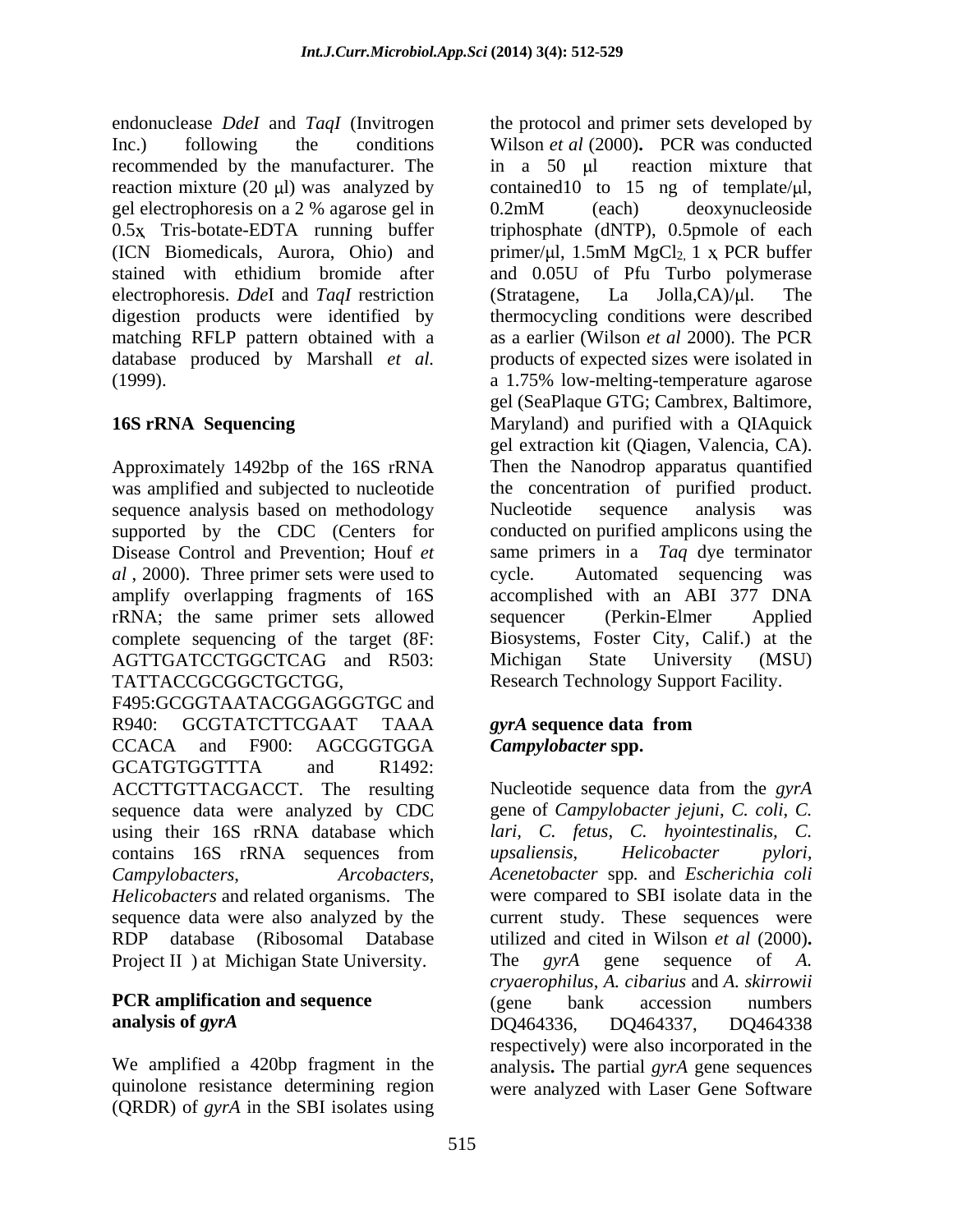endonuclease *DdeI* and *TaqI* (Invitrogen Inc.) following the conditions recommended by the manufacturer. The reaction mixture (20 μl) was analyzed by gel electrophoresis on a 2 % agarose gel in 0.5x Tris-botate-EDTA running buffer (ICN Biomedicals, Aurora, Ohio) and stained with ethidium bromide after electrophoresis. *Dde*I and *TaqI* restriction digestion products were identified by matching RFLP pattern obtained with a database produced by Marshall *et al.* (1999).

**16S rRNA Sequencing**

Approximately 1492bp of the 16S rRNA was amplified and subjected to nucleotide sequence analysis based on methodology supported by the CDC (Centers for Disease Control and Prevention; Houf *et al* , 2000). Three primer sets were used to amplify overlapping fragments of 16S rRNA; the same primer sets allowed complete sequencing of the target (8F: AGTTGATCCTGGCTCAG and R503: TATTACCGCGGCTGCTGG, F495:GCGGTAATACGGAGGGTGC and R940: GCGTATCTTCGAAT TAAA CCACA and F900: AGCGGTGGA GCATGTGGTTTA and R1492: ACCTTGTTACGACCT. The resulting sequence data were analyzed by CDC using their 16S rRNA database which contains 16S rRNA sequences from *Campylobacters*, *Arcobacters*, *Helicobacters* and related organisms. The sequence data were also analyzed by the RDP database (Ribosomal Database Project II ) at Michigan State University.

**PCR amplification and sequence analysis of *gyrA***

We amplified a 420bp fragment in the quinolone resistance determining region (QRDR) of *gyrA* in the SBI isolates using the protocol and primer sets developed by Wilson *et al* (2000)**.** PCR was conducted in a 50 μl reaction mixture that contained10 to 15 ng of template/μl, 0.2mM (each) deoxynucleoside triphosphate (dNTP), 0.5pmole of each primer/μl, 1.5mM $MgCl_2$, 1 x PCR buffer and 0.05U of Pfu Turbo polymerase (Stratagene, La Jolla,CA)/μl. The thermocycling conditions were described as a earlier (Wilson *et al* 2000). The PCR products of expected sizes were isolated in a 1.75% low-melting-temperature agarose gel (SeaPlaque GTG; Cambrex, Baltimore, Maryland) and purified with a QIAquick gel extraction kit (Qiagen, Valencia, CA). Then the Nanodrop apparatus quantified the concentration of purified product. Nucleotide sequence analysis was conducted on purified amplicons using the same primers in a *Taq* dye terminator cycle. Automated sequencing was accomplished with an ABI 377 DNA sequencer (Perkin-Elmer Applied Biosystems, Foster City, Calif.) at the Michigan State University (MSU) Research Technology Support Facility.

***gyrA* sequence data from *Campylobacter* spp.**

Nucleotide sequence data from the *gyrA* gene of *Campylobacter jejuni*, *C. coli*, *C. lari*, *C. fetus*, *C. hyointestinalis*, *C. upsaliensis*, *Helicobacter pylori*, *Acenetobacter* spp*.* and *Escherichia coli* were compared to SBI isolate data in the current study. These sequences were utilized and cited in Wilson *et al* (2000)**.** The *gyrA* gene sequence of *A. cryaerophilus*, *A. cibarius* and *A. skirrowii* (gene bank accession numbers DQ464336, DQ464337, DQ464338 respectively) were also incorporated in the analysis**.** The partial *gyrA* gene sequences were analyzed with Laser Gene Software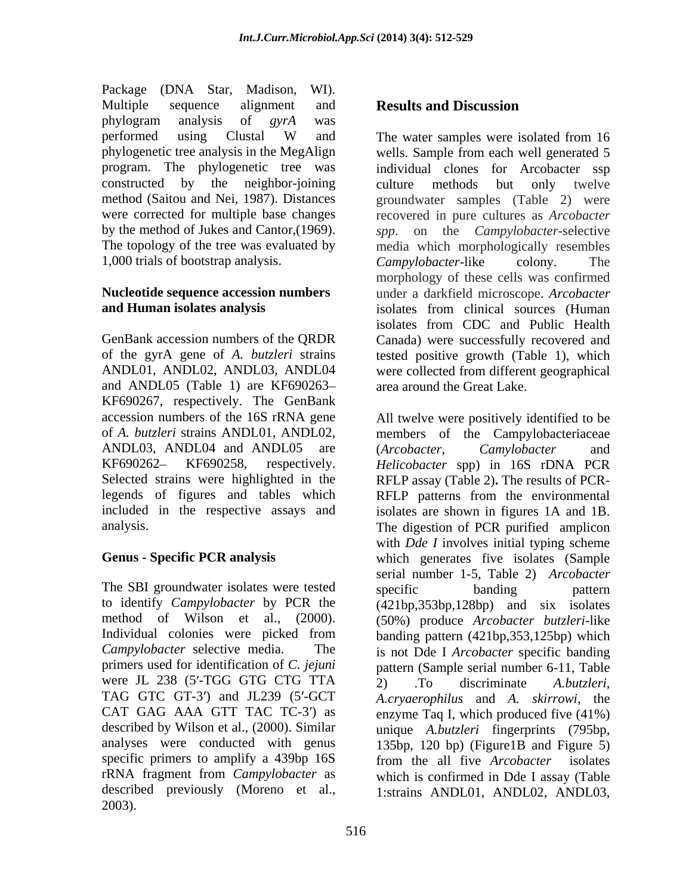Package (DNA Star, Madison, WI). Multiple sequence alignment and phylogram analysis of *gyrA* was performed using Clustal W and phylogenetic tree analysis in the MegAlign program. The phylogenetic tree was constructed by the neighbor-joining method (Saitou and Nei, 1987). Distances were corrected for multiple base changes by the method of Jukes and Cantor,(1969). The topology of the tree was evaluated by 1,000 trials of bootstrap analysis.

**Nucleotide sequence accession numbers and Human isolates analysis**

GenBank accession numbers of the QRDR of the gyrA gene of *A. butzleri* strains ANDL01, ANDL02, ANDL03, ANDL04 and ANDL05 (Table 1) are KF690263– KF690267, respectively. The GenBank accession numbers of the 16S rRNA gene of *A. butzleri* strains ANDL01, ANDL02, ANDL03, ANDL04 and ANDL05 are KF690262– KF690258, respectively. Selected strains were highlighted in the legends of figures and tables which included in the respective assays and analysis.

**Genus - Specific PCR analysis**

The SBI groundwater isolates were tested to identify *Campylobacter* by PCR the method of Wilson et al., (2000). Individual colonies were picked from *Campylobacter* selective media. The primers used for identification of *C. jejuni* were JL 238 (5′-TGG GTG CTG TTA TAG GTC GT-3′) and JL239 (5′-GCT CAT GAG AAA GTT TAC TC-3′) as described by Wilson et al., (2000). Similar analyses were conducted with genus specific primers to amplify a 439bp 16S rRNA fragment from *Campylobacter* as described previously (Moreno et al., 2003).

## Results and Discussion

The water samples were isolated from 16 wells. Sample from each well generated 5 individual clones for Arcobacter ssp culture methods but only twelve groundwater samples (Table 2) were recovered in pure cultures as *Arcobacter spp*. on the *Campylobacter*-selective media which morphologically resembles *Campylobacter*-like colony. The morphology of these cells was confirmed under a darkfield microscope. *Arcobacter* isolates from clinical sources (Human isolates from CDC and Public Health Canada) were successfully recovered and tested positive growth (Table 1), which were collected from different geographical area around the Great Lake.

All twelve were positively identified to be members of the Campylobacteriaceae (*Arcobacter*, *Camylobacter* and *Helicobacter* spp) in 16S rDNA PCR RFLP assay (Table 2**).** The results of PCR-RFLP patterns from the environmental isolates are shown in figures 1A and 1B. The digestion of PCR purified amplicon with *Dde I* involves initial typing scheme which generates five isolates (Sample serial number 1-5, Table 2) *Arcobacter* specific banding pattern (421bp,353bp,128bp) and six isolates (50%) produce *Arcobacter butzleri*-like banding pattern (421bp,353,125bp) which is not Dde I *Arcobacter* specific banding pattern (Sample serial number 6-11, Table 2) .To discriminate *A.butzleri*, *A.cryaerophilus* and *A. skirrowi*, the enzyme Taq I, which produced five (41%) unique *A.butzleri* fingerprints (795bp, 135bp, 120 bp) (Figure1B and Figure 5) from the all five *Arcobacter* isolates which is confirmed in Dde I assay (Table 1:strains ANDL01, ANDL02, ANDL03,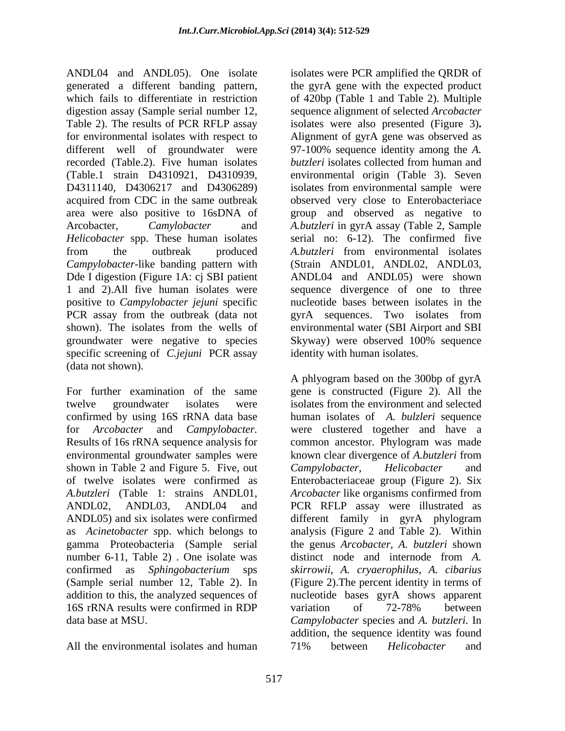ANDL04 and ANDL05). One isolate generated a different banding pattern, which fails to differentiate in restriction digestion assay (Sample serial number 12, Table 2). The results of PCR RFLP assay for environmental isolates with respect to different well of groundwater were recorded (Table.2). Five human isolates (Table.1 strain D4310921, D4310939, D4311140, D4306217 and D4306289) acquired from CDC in the same outbreak area were also positive to 16sDNA of Arcobacter, *Camylobacter* and *Helicobacter* spp. These human isolates from the outbreak produced *Campylobacter*-like banding pattern with Dde I digestion (Figure 1A: cj SBI patient 1 and 2).All five human isolates were positive to *Campylobacter jejuni* specific PCR assay from the outbreak (data not shown). The isolates from the wells of groundwater were negative to species specific screening of *C.jejuni* PCR assay (data not shown).

For further examination of the same twelve groundwater isolates were confirmed by using 16S rRNA data base for *Arcobacter* and *Campylobacter.* Results of 16s rRNA sequence analysis for environmental groundwater samples were shown in Table 2 and Figure 5. Five, out of twelve isolates were confirmed as *A.butzleri* (Table 1: strains ANDL01, ANDL02, ANDL03, ANDL04 and ANDL05) and six isolates were confirmed as *Acinetobacter s*pp. which belongs to gamma Proteobacteria (Sample serial number 6-11, Table 2) . One isolate was confirmed as *Sphingobacterium* sps (Sample serial number 12, Table 2). In addition to this, the analyzed sequences of 16S rRNA results were confirmed in RDP data base at MSU.

All the environmental isolates and human isolates were PCR amplified the QRDR of the gyrA gene with the expected product of 420bp (Table 1 and Table 2). Multiple sequence alignment of selected *Arcobacter* isolates were also presented (Figure 3)**.** Alignment of gyrA gene was observed as 97-100% sequence identity among the *A. butzleri* isolates collected from human and environmental origin (Table 3). Seven isolates from environmental sample were observed very close to Enterobacteriace group and observed as negative to *A.butzleri* in gyrA assay (Table 2, Sample serial no: 6-12). The confirmed five *A.butzleri* from environmental isolates (Strain ANDL01, ANDL02, ANDL03, ANDL04 and ANDL05) were shown sequence divergence of one to three nucleotide bases between isolates in the gyrA sequences. Two isolates from environmental water (SBI Airport and SBI Skyway) were observed 100% sequence identity with human isolates.

A phlyogram based on the 300bp of gyrA gene is constructed (Figure 2). All the isolates from the environment and selected human isolates of *A. bulzleri* sequence were clustered together and have a common ancestor. Phylogram was made known clear divergence of *A.butzleri* from *Campylobacter*, *Helicobacter* and Enterobacteriaceae group (Figure 2). Six *Arcobacter* like organisms confirmed from PCR RFLP assay were illustrated as different family in gyrA phylogram analysis (Figure 2 and Table 2). Within the genus *Arcobacter, A. butzleri* shown distinct node and internode from *A. skirrowii, A. cryaerophilus, A. cibarius* (Figure 2).The percent identity in terms of nucleotide bases gyrA shows apparent variation of 72-78% between *Campylobacter* species and *A. butzleri.* In addition, the sequence identity was found 71% between *Helicobacter* and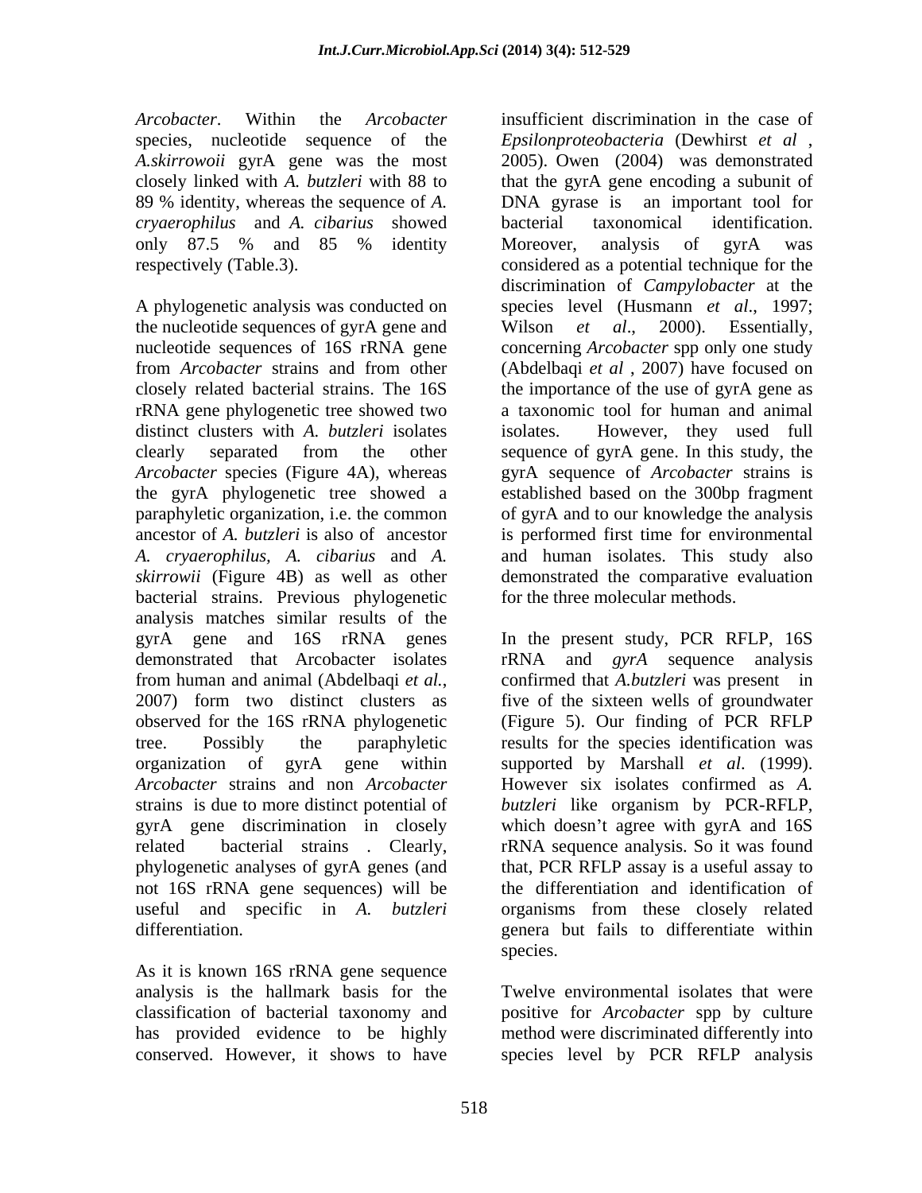*Arcobacter*. Within the *Arcobacter* species, nucleotide sequence of the *A.skirrowoii* gyrA gene was the most closely linked with *A. butzleri* with 88 to 89 % identity, whereas the sequence of *A. cryaerophilus* and *A. cibarius* showed only 87.5 % and 85 % identity respectively (Table.3).

A phylogenetic analysis was conducted on the nucleotide sequences of gyrA gene and nucleotide sequences of 16S rRNA gene from *Arcobacter* strains and from other closely related bacterial strains. The 16S rRNA gene phylogenetic tree showed two distinct clusters with *A. butzleri* isolates clearly separated from the other *Arcobacter* species (Figure 4A), whereas the gyrA phylogenetic tree showed a paraphyletic organization, i.e. the common ancestor of *A. butzleri* is also of ancestor *A. cryaerophilus, A. cibarius* and *A. skirrowii* (Figure 4B) as well as other bacterial strains. Previous phylogenetic analysis matches similar results of the gyrA gene and 16S rRNA genes demonstrated that Arcobacter isolates from human and animal (Abdelbaqi *et al.*, 2007) form two distinct clusters as observed for the 16S rRNA phylogenetic tree. Possibly the paraphyletic organization of gyrA gene within *Arcobacter* strains and non *Arcobacter* strains is due to more distinct potential of gyrA gene discrimination in closely related bacterial strains . Clearly, phylogenetic analyses of gyrA genes (and not 16S rRNA gene sequences) will be useful and specific in *A. butzleri* differentiation.

As it is known 16S rRNA gene sequence analysis is the hallmark basis for the classification of bacterial taxonomy and has provided evidence to be highly conserved. However, it shows to have insufficient discrimination in the case of *Epsilonproteobacteria* (Dewhirst *et al* , 2005). Owen (2004) was demonstrated that the gyrA gene encoding a subunit of DNA gyrase is an important tool for bacterial taxonomical identification. Moreover, analysis of gyrA was considered as a potential technique for the discrimination of *Campylobacter* at the species level (Husmann *et al*., 1997; Wilson *et al*., 2000). Essentially, concerning *Arcobacter* spp only one study (Abdelbaqi *et al* , 2007) have focused on the importance of the use of gyrA gene as a taxonomic tool for human and animal isolates. However, they used full sequence of gyrA gene. In this study, the gyrA sequence of *Arcobacter* strains is established based on the 300bp fragment of gyrA and to our knowledge the analysis is performed first time for environmental and human isolates. This study also demonstrated the comparative evaluation for the three molecular methods.

In the present study, PCR RFLP, 16S rRNA and *gyrA* sequence analysis confirmed that *A.butzleri* was present in five of the sixteen wells of groundwater (Figure 5). Our finding of PCR RFLP results for the species identification was supported by Marshall *et al*. (1999). However six isolates confirmed as *A. butzleri* like organism by PCR-RFLP, which doesn't agree with gyrA and 16S rRNA sequence analysis. So it was found that, PCR RFLP assay is a useful assay to the differentiation and identification of organisms from these closely related genera but fails to differentiate within species.

Twelve environmental isolates that were positive for *Arcobacter* spp by culture method were discriminated differently into species level by PCR RFLP analysis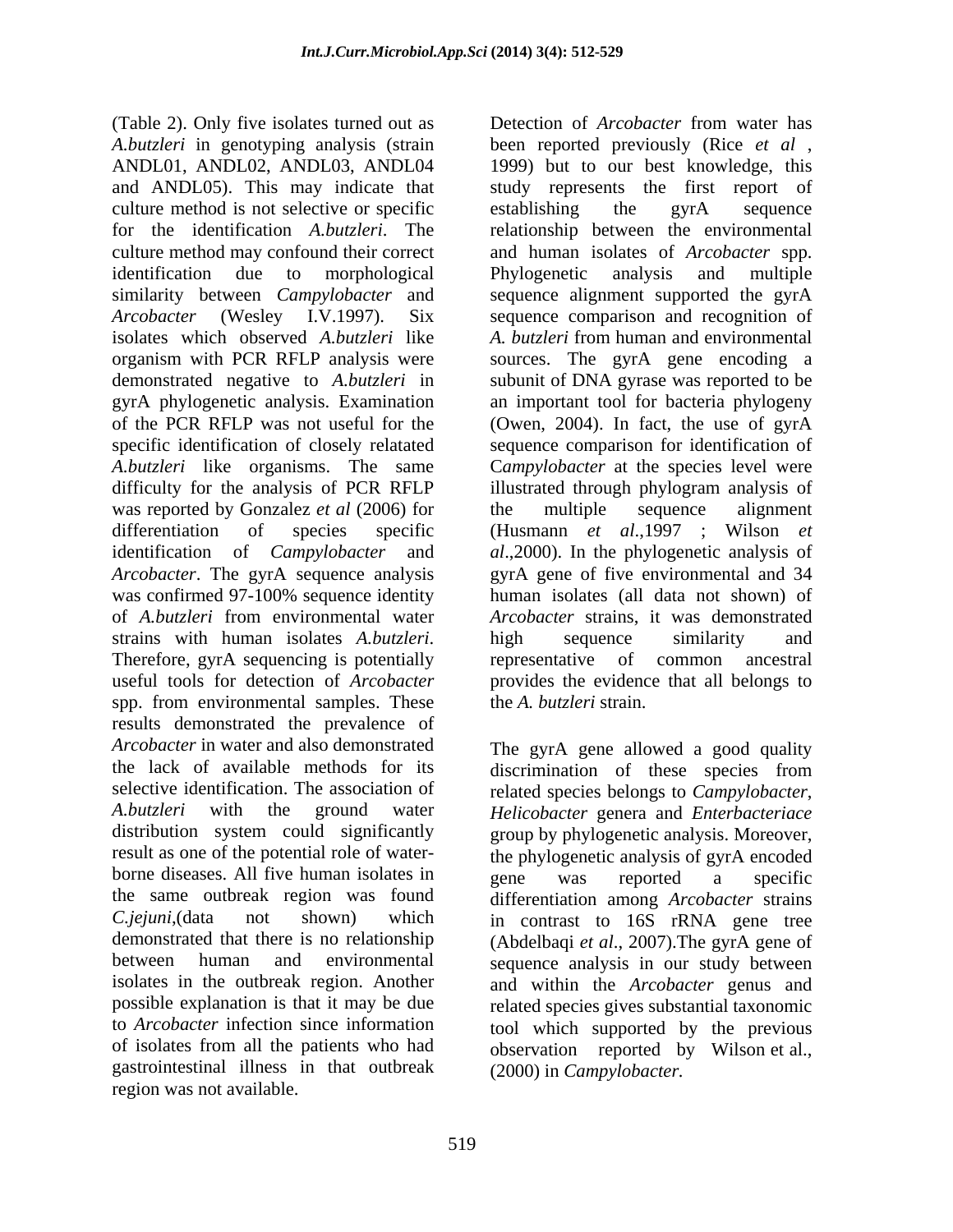(Table 2). Only five isolates turned out as *A.butzleri* in genotyping analysis (strain ANDL01, ANDL02, ANDL03, ANDL04 and ANDL05). This may indicate that culture method is not selective or specific for the identification *A.butzleri*. The culture method may confound their correct identification due to morphological similarity between *Campylobacter* and *Arcobacter* (Wesley I.V.1997). Six isolates which observed *A.butzleri* like organism with PCR RFLP analysis were demonstrated negative to *A.butzleri* in gyrA phylogenetic analysis. Examination of the PCR RFLP was not useful for the specific identification of closely relatated *A.butzleri* like organisms. The same difficulty for the analysis of PCR RFLP was reported by Gonzalez *et al* (2006) for differentiation of species specific identification of *Campylobacter* and *Arcobacter*. The gyrA sequence analysis was confirmed 97-100% sequence identity of *A.butzleri* from environmental water strains with human isolates *A.butzleri*. Therefore, gyrA sequencing is potentially useful tools for detection of *Arcobacter* spp. from environmental samples. These results demonstrated the prevalence of *Arcobacter* in water and also demonstrated the lack of available methods for its selective identification. The association of *A.butzleri* with the ground water distribution system could significantly result as one of the potential role of water-borne diseases. All five human isolates in the same outbreak region was found *C.jejuni*,(data not shown) which demonstrated that there is no relationship between human and environmental isolates in the outbreak region. Another possible explanation is that it may be due to *Arcobacter* infection since information of isolates from all the patients who had gastrointestinal illness in that outbreak region was not available.

Detection of *Arcobacter* from water has been reported previously (Rice *et al* , 1999) but to our best knowledge, this study represents the first report of establishing the gyrA sequence relationship between the environmental and human isolates of *Arcobacter* spp. Phylogenetic analysis and multiple sequence alignment supported the gyrA sequence comparison and recognition of *A. butzleri* from human and environmental sources. The gyrA gene encoding a subunit of DNA gyrase was reported to be an important tool for bacteria phylogeny (Owen, 2004). In fact, the use of gyrA sequence comparison for identification of C*ampylobacter* at the species level were illustrated through phylogram analysis of the multiple sequence alignment (Husmann *et al*.,1997 ; Wilson *et al*.,2000). In the phylogenetic analysis of gyrA gene of five environmental and 34 human isolates (all data not shown) of *Arcobacter* strains, it was demonstrated high sequence similarity and representative of common ancestral provides the evidence that all belongs to the *A. butzleri* strain.

The gyrA gene allowed a good quality discrimination of these species from related species belongs to *Campylobacter*, *Helicobacter* genera and *Enterbacteriace* group by phylogenetic analysis. Moreover, the phylogenetic analysis of gyrA encoded gene was reported a specific differentiation among *Arcobacter* strains in contrast to 16S rRNA gene tree (Abdelbaqi *et al*., 2007).The gyrA gene of sequence analysis in our study between and within the *Arcobacter* genus and related species gives substantial taxonomic tool which supported by the previous observation reported by Wilson et al., (2000) in *Campylobacter.*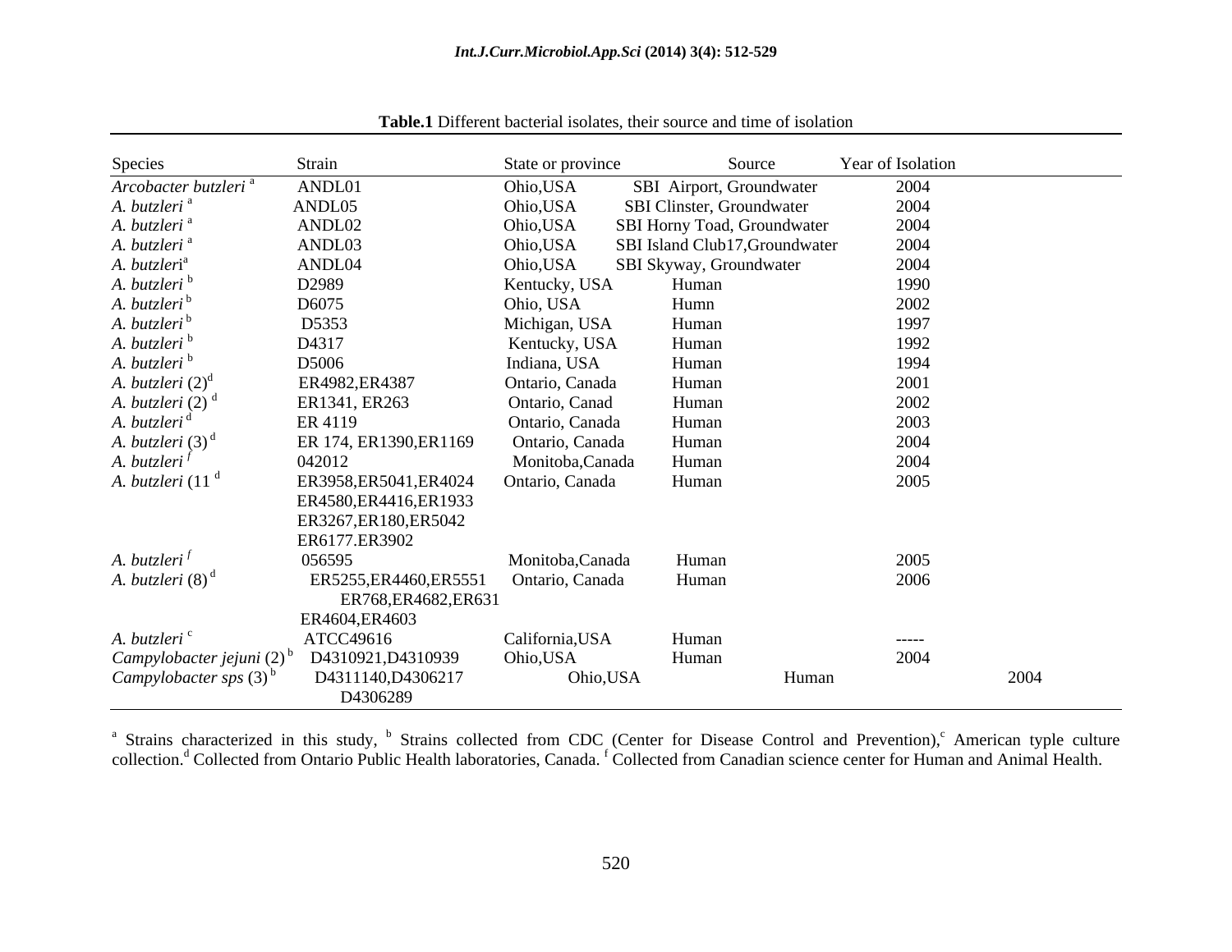**Table.1** Different bacterial isolates, their source and time of isolation

| Species | Strain | State or province | Source | Year of Isolation |
|---|---|---|---|---|
| *Arcobacter butzleri* [a] | ANDL01 | Ohio,USA | SBI Airport, Groundwater | 2004 |
| *A. butzleri* [a] | ANDL05 | Ohio,USA | SBI Clinster, Groundwater | 2004 |
| *A. butzleri* [a] | ANDL02 | Ohio,USA | SBI Horny Toad, Groundwater | 2004 |
| *A. butzleri* [a] | ANDL03 | Ohio,USA | SBI Island Club17,Groundwater | 2004 |
| *A. butzleri*[a] | ANDL04 | Ohio,USA | SBI Skyway, Groundwater | 2004 |
| *A. butzleri* [b] | D2989 | Kentucky, USA | Human | 1990 |
| *A. butzleri* [b] | D6075 | Ohio, USA | Humn | 2002 |
| *A. butzleri* [b] | D5353 | Michigan, USA | Human | 1997 |
| *A. butzleri* [b] | D4317 | Kentucky, USA | Human | 1992 |
| *A. butzleri* [b] | D5006 | Indiana, USA | Human | 1994 |
| *A. butzleri* (2)[d] | ER4982,ER4387 | Ontario, Canada | Human | 2001 |
| *A. butzleri* (2) [d] | ER1341, ER263 | Ontario, Canad | Human | 2002 |
| *A. butzleri* [d] | ER 4119 | Ontario, Canada | Human | 2003 |
| *A. butzleri* (3) [d] | ER 174, ER1390,ER1169 | Ontario, Canada | Human | 2004 |
| *A. butzleri* [f] | 042012 | Monitoba,Canada | Human | 2004 |
| *A. butzleri* (11 [d] | ER3958,ER5041,ER4024 ER4580,ER4416,ER1933 ER3267,ER180,ER5042 ER6177.ER3902 | Ontario, Canada | Human | 2005 |
| *A. butzleri* [f] | 056595 | Monitoba,Canada | Human | 2005 |
| *A. butzleri* (8) [d] | ER5255,ER4460,ER5551 ER768,ER4682,ER631 ER4604,ER4603 | Ontario, Canada | Human | 2006 |
| *A. butzleri* [c] | ATCC49616 | California,USA | Human | ----- |
| *Campylobacter jejuni* (2) [b] | D4310921,D4310939 | Ohio,USA | Human | 2004 |
| *Campylobacter sps* (3) [b] | D4311140,D4306217 D4306289 | Ohio,USA | Human | 2004 |

[a] Strains characterized in this study, [b] Strains collected from CDC (Center for Disease Control and Prevention),[c] American typle culture collection.[d] Collected from Ontario Public Health laboratories, Canada. [f] Collected from Canadian science center for Human and Animal Health.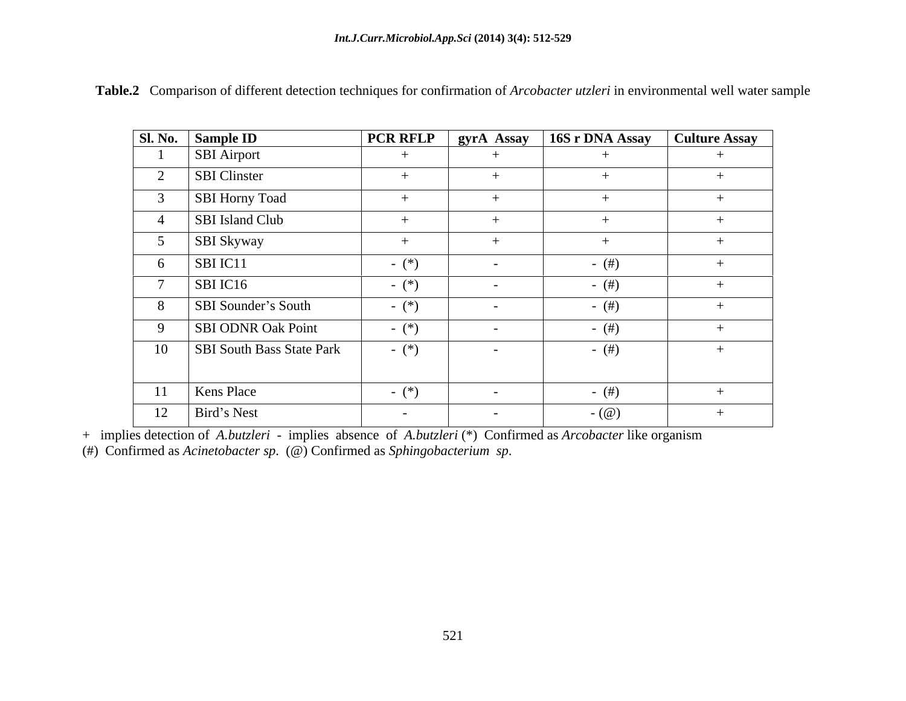**Table.2** Comparison of different detection techniques for confirmation of *Arcobacter utzleri* in environmental well water sample

| Sl. No. | Sample ID | PCR RFLP | gyrA Assay | 16S r DNA Assay | Culture Assay |
|---|---|---|---|---|---|
| 1 | SBI Airport | + | + | + | + |
| 2 | SBI Clinster | + | + | + | + |
| 3 | SBI Horny Toad | + | + | + | + |
| 4 | SBI Island Club | + | + | + | + |
| 5 | SBI Skyway | + | + | + | + |
| 6 | SBI IC11 | - (*) | - | - (#) | + |
| 7 | SBI IC16 | - (*) | - | - (#) | + |
| 8 | SBI Sounder's South | - (*) | - | - (#) | + |
| 9 | SBI ODNR Oak Point | - (*) | - | - (#) | + |
| 10 | SBI South Bass State Park | - (*) | - | - (#) | + |
| 11 | Kens Place | - (*) | - | - (#) | + |
| 12 | Bird's Nest | - | - | - (@) | + |

\+ implies detection of *A.butzleri* - implies absence of *A.butzleri* (*) Confirmed as *Arcobacter* like organism
(#) Confirmed as *Acinetobacter sp.* (@) Confirmed as *Sphingobacterium sp.*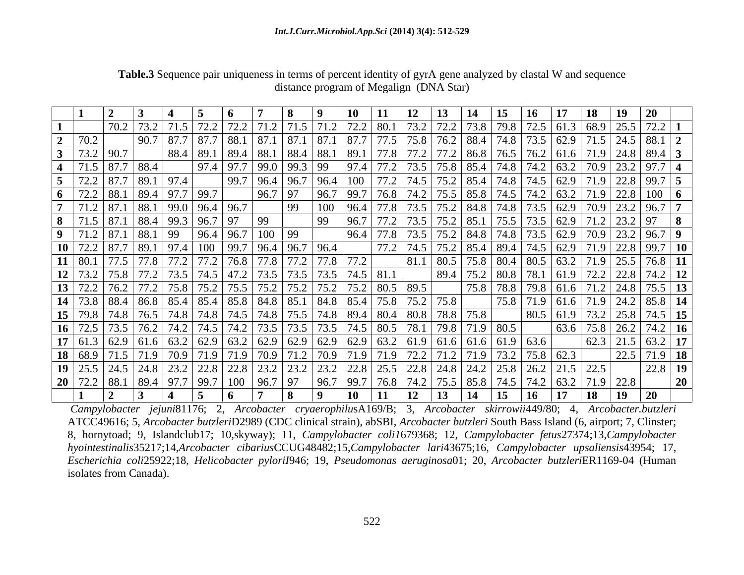**Table.3** Sequence pair uniqueness in terms of percent identity of gyrA gene analyzed by clastal W and sequence distance program of Megalign (DNA Star)

| | 1 | 2 | 3 | 4 | 5 | 6 | 7 | 8 | 9 | 10 | 11 | 12 | 13 | 14 | 15 | 16 | 17 | 18 | 19 | 20 | |
|---|---|---|---|---|---|---|---|---|---|---|---|---|---|---|---|---|---|---|---|---|---|
| **1** | | 70.2 | 73.2 | 71.5 | 72.2 | 72.2 | 71.2 | 71.5 | 71.2 | 72.2 | 80.1 | 73.2 | 72.2 | 73.8 | 79.8 | 72.5 | 61.3 | 68.9 | 25.5 | 72.2 | **1** |
| **2** | 70.2 | | 90.7 | 87.7 | 87.7 | 88.1 | 87.1 | 87.1 | 87.1 | 87.7 | 77.5 | 75.8 | 76.2 | 88.4 | 74.8 | 73.5 | 62.9 | 71.5 | 24.5 | 88.1 | **2** |
| **3** | 73.2 | 90.7 | | 88.4 | 89.1 | 89.4 | 88.1 | 88.4 | 88.1 | 89.1 | 77.8 | 77.2 | 77.2 | 86.8 | 76.5 | 76.2 | 61.6 | 71.9 | 24.8 | 89.4 | **3** |
| **4** | 71.5 | 87.7 | 88.4 | | 97.4 | 97.7 | 99.0 | 99.3 | 99 | 97.4 | 77.2 | 73.5 | 75.8 | 85.4 | 74.8 | 74.2 | 63.2 | 70.9 | 23.2 | 97.7 | **4** |
| **5** | 72.2 | 87.7 | 89.1 | 97.4 | | 99.7 | 96.4 | 96.7 | 96.4 | 100 | 77.2 | 74.5 | 75.2 | 85.4 | 74.8 | 74.5 | 62.9 | 71.9 | 22.8 | 99.7 | **5** |
| **6** | 72.2 | 88.1 | 89.4 | 97.7 | 99.7 | | 96.7 | 97 | 96.7 | 99.7 | 76.8 | 74.2 | 75.5 | 85.8 | 74.5 | 74.2 | 63.2 | 71.9 | 22.8 | 100 | **6** |
| **7** | 71.2 | 87.1 | 88.1 | 99.0 | 96.4 | 96.7 | | 99 | 100 | 96.4 | 77.8 | 73.5 | 75.2 | 84.8 | 74.8 | 73.5 | 62.9 | 70.9 | 23.2 | 96.7 | **7** |
| **8** | 71.5 | 87.1 | 88.4 | 99.3 | 96.7 | 97 | 99 | | 99 | 96.7 | 77.2 | 73.5 | 75.2 | 85.1 | 75.5 | 73.5 | 62.9 | 71.2 | 23.2 | 97 | **8** |
| **9** | 71.2 | 87.1 | 88.1 | 99 | 96.4 | 96.7 | 100 | 99 | | 96.4 | 77.8 | 73.5 | 75.2 | 84.8 | 74.8 | 73.5 | 62.9 | 70.9 | 23.2 | 96.7 | **9** |
| **10** | 72.2 | 87.7 | 89.1 | 97.4 | 100 | 99.7 | 96.4 | 96.7 | 96.4 | | 77.2 | 74.5 | 75.2 | 85.4 | 89.4 | 74.5 | 62.9 | 71.9 | 22.8 | 99.7 | **10** |
| **11** | 80.1 | 77.5 | 77.8 | 77.2 | 77.2 | 76.8 | 77.8 | 77.2 | 77.8 | 77.2 | | 81.1 | 80.5 | 75.8 | 80.4 | 80.5 | 63.2 | 71.9 | 25.5 | 76.8 | **11** |
| **12** | 73.2 | 75.8 | 77.2 | 73.5 | 74.5 | 47.2 | 73.5 | 73.5 | 73.5 | 74.5 | 81.1 | | 89.4 | 75.2 | 80.8 | 78.1 | 61.9 | 72.2 | 22.8 | 74.2 | **12** |
| **13** | 72.2 | 76.2 | 77.2 | 75.8 | 75.2 | 75.5 | 75.2 | 75.2 | 75.2 | 75.2 | 80.5 | 89.5 | | 75.8 | 78.8 | 79.8 | 61.6 | 71.2 | 24.8 | 75.5 | **13** |
| **14** | 73.8 | 88.4 | 86.8 | 85.4 | 85.4 | 85.8 | 84.8 | 85.1 | 84.8 | 85.4 | 75.8 | 75.2 | 75.8 | | 75.8 | 71.9 | 61.6 | 71.9 | 24.2 | 85.8 | **14** |
| **15** | 79.8 | 74.8 | 76.5 | 74.8 | 74.8 | 74.5 | 74.8 | 75.5 | 74.8 | 89.4 | 80.4 | 80.8 | 78.8 | 75.8 | | 80.5 | 61.9 | 73.2 | 25.8 | 74.5 | **15** |
| **16** | 72.5 | 73.5 | 76.2 | 74.2 | 74.5 | 74.2 | 73.5 | 73.5 | 73.5 | 74.5 | 80.5 | 78.1 | 79.8 | 71.9 | 80.5 | | 63.6 | 75.8 | 26.2 | 74.2 | **16** |
| **17** | 61.3 | 62.9 | 61.6 | 63.2 | 62.9 | 63.2 | 62.9 | 62.9 | 62.9 | 62.9 | 63.2 | 61.9 | 61.6 | 61.6 | 61.9 | 63.6 | | 62.3 | 21.5 | 63.2 | **17** |
| **18** | 68.9 | 71.5 | 71.9 | 70.9 | 71.9 | 71.9 | 70.9 | 71.2 | 70.9 | 71.9 | 71.9 | 72.2 | 71.2 | 71.9 | 73.2 | 75.8 | 62.3 | | 22.5 | 71.9 | **18** |
| **19** | 25.5 | 24.5 | 24.8 | 23.2 | 22.8 | 22.8 | 23.2 | 23.2 | 23.2 | 22.8 | 25.5 | 22.8 | 24.8 | 24.2 | 25.8 | 26.2 | 21.5 | 22.5 | | 22.8 | **19** |
| **20** | 72.2 | 88.1 | 89.4 | 97.7 | 99.7 | 100 | 96.7 | 97 | 96.7 | 99.7 | 76.8 | 74.2 | 75.5 | 85.8 | 74.5 | 74.2 | 63.2 | 71.9 | 22.8 | | **20** |
| | **1** | **2** | **3** | **4** | **5** | **6** | **7** | **8** | **9** | **10** | **11** | **12** | **13** | **14** | **15** | **16** | **17** | **18** | **19** | **20** | |

*Campylobacter jejuni*81176; 2, *Arcobacter cryaerophilus*A169/B; 3, *Arcobacter skirrowii*449/80; 4, *Arcobacter.butzleri* ATCC49616; 5, *Arcobacter butzleri*D2989 (CDC clinical strain), abSBI, *Arcobacter butzleri* South Bass Island (6, airport; 7, Clinster; 8, hornytoad; 9, Islandclub17; 10,skyway); 11, *Campylobacter coli1*679368; 12, *Campylobacter fetus*27374;13,*Campylobacter hyointestinalis*35217;14,*Arcobacter cibarius*CCUG48482;15,*Campylobacter lari*43675;16, *Campylobacter upsaliensis*43954; 17, *Escherichia coli*25922;18, *Helicobacter pyloriI*946; 19, *Pseudomonas aeruginosa*01; 20, *Arcobacter butzleri*ER1169-04 (Human isolates from Canada).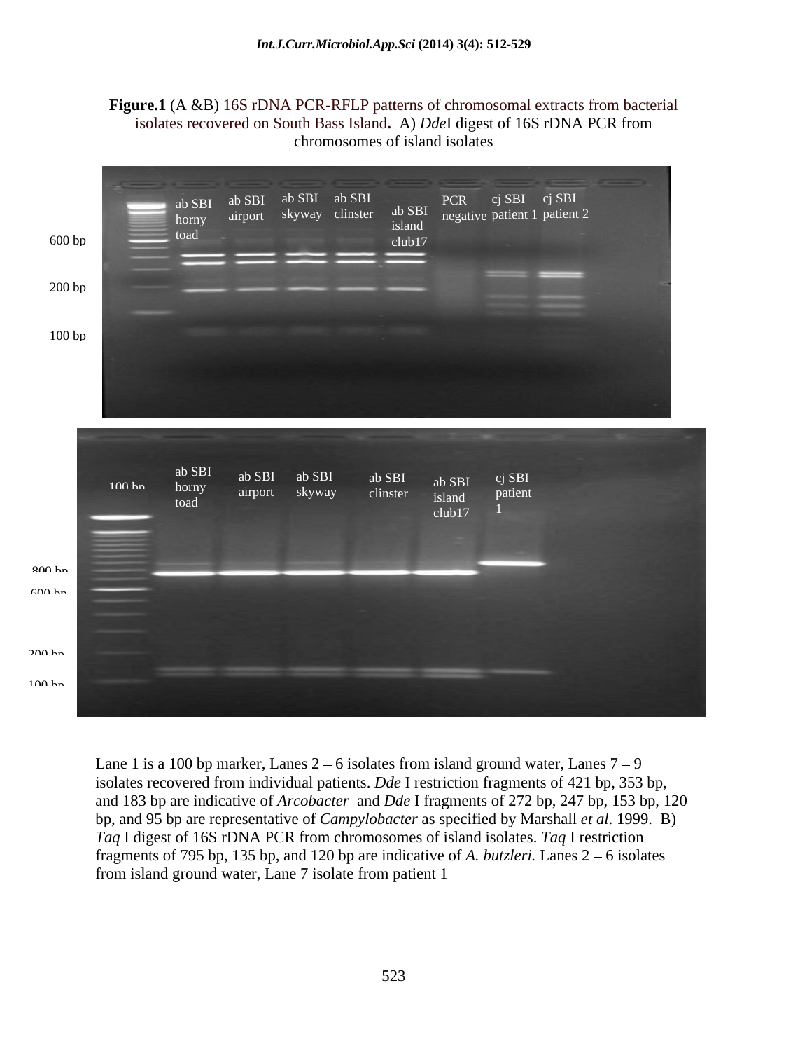**Figure.1** (A &B) 16S rDNA PCR-RFLP patterns of chromosomal extracts from bacterial isolates recovered on South Bass Island. A) *Dde*I digest of 16S rDNA PCR from chromosomes of island isolates

Lane 1 is a 100 bp marker, Lanes 2 – 6 isolates from island ground water, Lanes 7 – 9 isolates recovered from individual patients. *Dde* I restriction fragments of 421 bp, 353 bp, and 183 bp are indicative of *Arcobacter* and *Dde* I fragments of 272 bp, 247 bp, 153 bp, 120 bp, and 95 bp are representative of *Campylobacter* as specified by Marshall *et al*. 1999. B) *Taq* I digest of 16S rDNA PCR from chromosomes of island isolates. *Taq* I restriction fragments of 795 bp, 135 bp, and 120 bp are indicative of *A. butzleri.* Lanes 2 – 6 isolates from island ground water, Lane 7 isolate from patient 1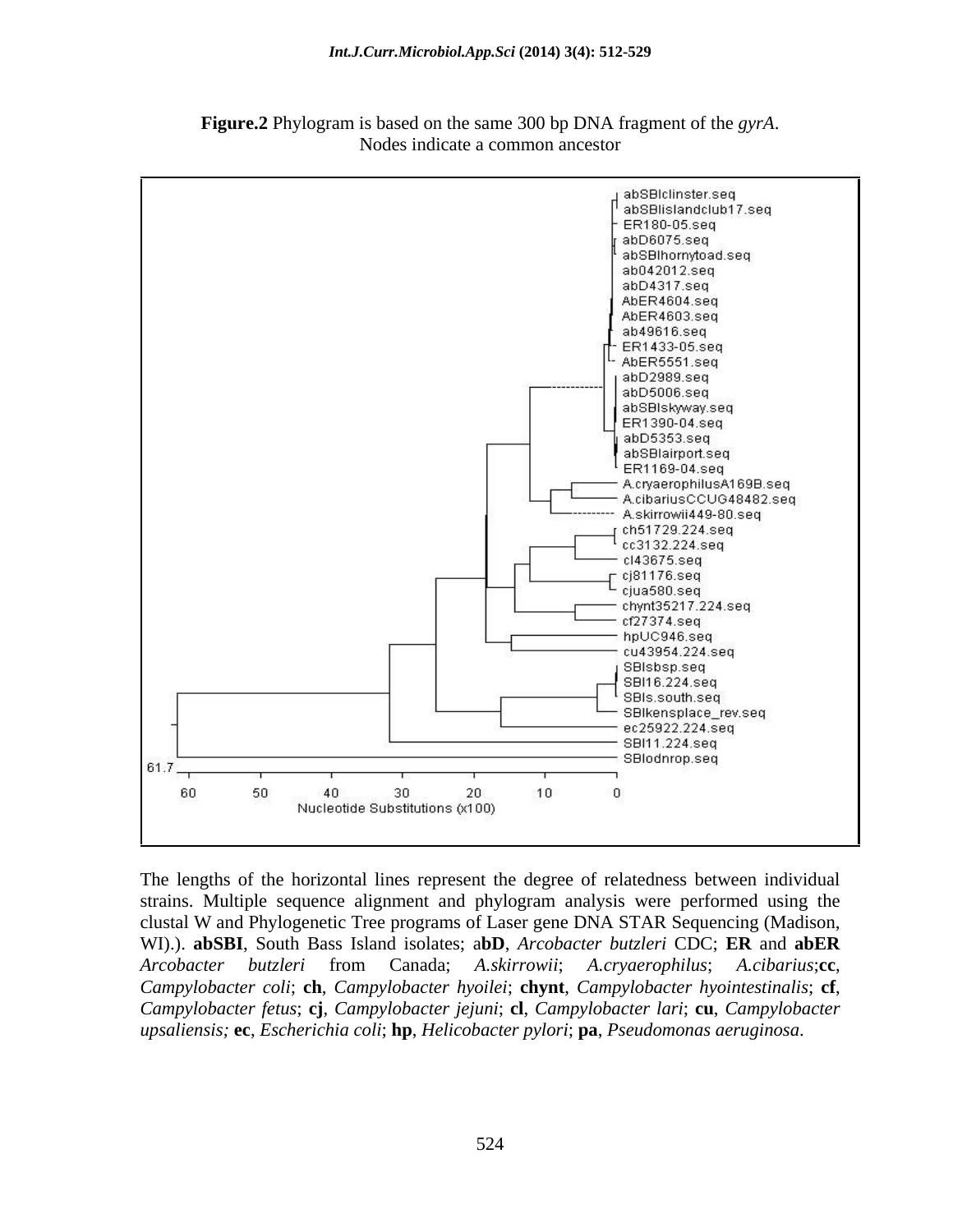**Figure.2** Phylogram is based on the same 300 bp DNA fragment of the *gyrA*. Nodes indicate a common ancestor

The lengths of the horizontal lines represent the degree of relatedness between individual strains. Multiple sequence alignment and phylogram analysis were performed using the clustal W and Phylogenetic Tree programs of Laser gene DNA STAR Sequencing (Madison, WI).). **abSBI**, South Bass Island isolates; a**bD**, *Arcobacter butzleri* CDC; **ER** and **abER** *Arcobacter butzleri* from Canada; *A.skirrowii*; *A.cryaerophilus*; *A.cibarius*;**cc**, *Campylobacter coli*; **ch**, *Campylobacter hyoilei*; **chynt**, *Campylobacter hyointestinalis*; **cf**, *Campylobacter fetus*; **cj**, *Campylobacter jejuni*; **cl**, *Campylobacter lari*; **cu**, *Campylobacter upsaliensis;* **ec**, *Escherichia coli*; **hp**, *Helicobacter pylori*; **pa**, *Pseudomonas aeruginosa*.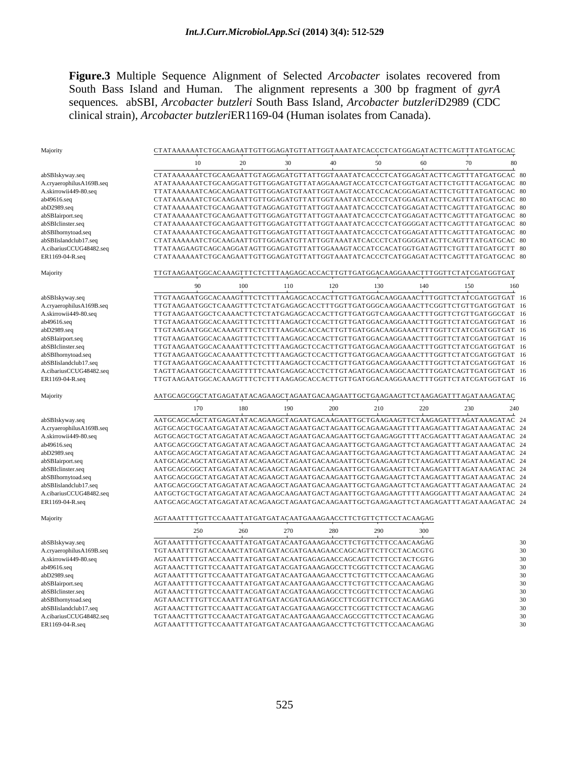**Figure.3** Multiple Sequence Alignment of Selected *Arcobacter* isolates recovered from South Bass Island and Human. The alignment represents a 300 bp fragment of *gyrA* sequences. abSBI, *Arcobacter butzleri* South Bass Island, *Arcobacter butzleri*D2989 (CDC clinical strain), *Arcobacter butzleri*ER1169-04 (Human isolates from Canada).

```
Majority                 CTATAAAAAATCTGCAAGAATTGTTGGAGATGTTATTGGTAAATATCACCCTCATGGAGATACTTCAGTTTATGATGCAC
                                  10        20        30        40        50        60        70        80
abSBIskyway.seq          CTATAAAAAATCTGCAAGAATTGTAGGAGATGTTATTGGTAAATATCACCCTCATGGAGATACTTCAGTTTATGATGCAC  80
A.cryaerophilusA169B.seq ATATAAAAAATCTGCAAGGATTGTTGGAGATGTTATAGGAAAGTACCATCCTCATGGTGATACTTCTGTTTACGATGCAC  80
A.skirrowii449-80.seq    TTATAAAAAATCAGCAAGAATTGTTGGAGATGTAATTGGTAAGTACCATCCACACGGAGATACTTCTGTTTATGATGCAC  80
ab49616.seq              CTATAAAAAATCTGCAAGAATTGTTGGAGATGTTATTGGTAAATATCACCCTCATGGAGATACTTCAGTTTATGATGCAC  80
abD2989.seq              CTATAAAAAATCTGCAAGAATTGTAGGAGATGTTATTGGTAAATATCACCCTCATGGAGATACTTCAGTTTATGATGCAC  80
abSBIairport.seq         CTATAAAAAATCTGCAAGAATTGTTGGAGATGTTATTGGTAAATATCACCCTCATGGAGATACTTCAGTTTATGATGCAC  80
abSBIclinster.seq        CTATAAAAAATCTGCAAGAATTGTTGGAGATGTTATTGGTAAATATCACCCTCATGGGGATACTTCAGTTTATGATGCAC  80
abSBIhornytoad.seq       CTATAAAAAATCTGCAAGAATTGTTGGAGATGTTATTGGTAAATATCACCCTCATGGAGATATTTCAGTTTATGATGCAC  80
abSBIislandclub17.seq    CTATAAAAAATCTGCAAGAATTGTTGGAGATGTTATTGGTAAATATCACCCTCATGGGGATACTTCAGTTTATGATGCAC  80
A.cibariusCCUG48482.seq  TTATAAGAAGTCAGCAAGGATAGTTGGAGATGTTATTGGAAAGTACCATCCACATGGTGATAGTTCTGTTTATGATGCTT  80
ER1169-04-R.seq          CTATAAAAAATCTGCAAGAATTGTTGGAGATGTTATTGGTAAATATCACCCTCATGGAGATACTTCAGTTTATGATGCAC  80

Majority                 TTGTAAGAATGGCACAAAGTTTCTCTTTAAGAGCACCACTTGTTGATGGACAAGGAAACTTTGGTTCTATCGATGGTGAT
                                  90       100       110       120       130       140       150       160
abSBIskyway.seq          TTGTAAGAATGGCACAAAGTTTCTCTTTAAGAGCACCACTTGTTGATGGACAAGGAAACTTTGGTTCTATCGATGGTGAT  16
A.cryaerophilusA169B.seq TTGTAAGAATGGCTCAAAGTTTCTCTATGAGAGCACCTTTGGTTGATGGGCAAGGAAACTTCGGTTCTGTTGATGGTGAT  16
A.skirrowii449-80.seq    TTGTAAGAATGGCTCAAAACTTCTCTATGAGAGCACCACTTGTTGATGGTCAAGGAAACTTTGGTTCTGTTGATGGCGAT  16
ab49616.seq              TTGTAAGAATGGCACAAAGTTTCTCTTTAAGAGCTCCACTTGTTGATGGACAAGGAAACTTTGGTTCTATCGATGGTGAT  16
abD2989.seq              TTGTAAGAATGGCACAAAGTTTCTCTTTAAGAGCACCACTTGTTGATGGACAAGGAAACTTTGGTTCTATCGATGGTGAT  16
abSBIairport.seq         TTGTAAGAATGGCACAAAGTTTCTCTTTAAGAGCACCACTTGTTGATGGACAAGGAAACTTTGGTTCTATCGATGGTGAT  16
abSBIclinster.seq        TTGTAAGAATGGCACAAAATTTCTCTTTAAGAGCTCCACTTGTTGATGGACAAGGAAACTTTGGTTCTATCGATGGTGAT  16
abSBIhornytoad.seq       TTGTAAGAATGGCACAAAATTTCTCTTTAAGAGCTCCACTTGTTGATGGACAAGGAAACTTTGGTTCTATCGATGGTGAT  16
abSBIislandclub17.seq    TTGTAAGAATGGCACAAAATTTCTCTTTAAGAGCTCCACTTGTTGATGGACAAGGAAACTTTGGTTCTATCGATGGTGAT  16
A.cibariusCCUG48482.seq  TAGTTAGAATGGCTCAAAGTTTTTCAATGAGAGCACCTCTTGTAGATGGACAAGGCAACTTTGGATCAGTTGATGGTGAT  16
ER1169-04-R.seq          TTGTAAGAATGGCACAAAGTTTCTCTTTAAGAGCACCACTTGTTGATGGACAAGGAAACTTTGGTTCTATCGATGGTGAT  16

Majority                 AATGCAGCGGCTATGAGATATACAGAAGCTAGAATGACAAGAATTGCTGAAGAAGTTCTAAGAGATTTAGATAAAGATAC
                                 170       180       190       200       210       220       230       240
abSBIskyway.seq          AATGCAGCAGCTATGAGATATACAGAAGCTAGAATGACAAGAATTGCTGAAGAAGTTCTAAGAGATTTAGATAAAGATAC  24
A.cryaerophilusA169B.seq AGTGCAGCTGCAATGAGATATACAGAAGCTAGAATGACTAGAATTGCAGAAGAAGTTTTAAGAGATTTAGATAAAGATAC  24
A.skirrowii449-80.seq    AGTGCAGCTGCTATGAGATATACAGAAGCTAGAATGACAAGAATTGCTGAAGAGGTTTTACGAGATTTAGATAAAGATAC  24
ab49616.seq              AATGCAGCGGCTATGAGATATACAGAAGCTAGAATGACAAGAATTGCTGAAGAAGTTCTAAGAGATTTAGATAAAGATAC  24
abD2989.seq              AATGCAGCAGCTATGAGATATACAGAAGCTAGAATGACAAGAATTGCTGAAGAAGTTCTAAGAGATTTAGATAAAGATAC  24
abSBIairport.seq         AATGCAGCAGCTATGAGATATACAGAAGCTAGAATGACAAGAATTGCTGAAGAAGTTCTAAGAGATTTAGATAAAGATAC  24
abSBIclinster.seq        AATGCAGCGGCTATGAGATATACAGAAGCTAGAATGACAAGAATTGCTGAAGAAGTTCTAAGAGATTTAGATAAAGATAC  24
abSBIhornytoad.seq       AATGCAGCGGCTATGAGATATACAGAAGCTAGAATGACAAGAATTGCTGAAGAAGTTCTAAGAGATTTAGATAAAGATAC  24
abSBIislandclub17.seq    AATGCAGCGGCTATGAGATATACAGAAGCTAGAATGACAAGAATTGCTGAAGAAGTTCTAAGAGATTTAGATAAAGATAC  24
A.cibariusCCUG48482.seq  AATGCTGCTGCTATGAGATATACAGAAGCAAGAATGACTAGAATTGCTGAAGAAGTTTTAAGGGATTTAGATAAAGATAC  24
ER1169-04-R.seq          AATGCAGCAGCTATGAGATATACAGAAGCTAGAATGACAAGAATTGCTGAAGAAGTTCTAAGAGATTTAGATAAAGATAC  24

Majority                 AGTAAATTTTGTTCCAAATTATGATGATACAATGAAAGAACCTTCTGTTCTTCCTACAAGAG
                                 250       260       270       280       290       300
abSBIskyway.seq          AGTAAATTTTGTTCCAAATTATGATGATACAATGAAAGAACCTTCTGTTCTTCCAACAAGAG                    30
A.cryaerophilusA169B.seq TGTAAATTTTGTACCAAACTATGATGATACGATGAAAGAACCAGCAGTTCTTCCTACACGTG                    30
A.skirrowii449-80.seq    AGTAAATTTTGTACCAAATTATGATGATACAATGAGAGAACCAGCAGTTCTTCCTACTCGTG                    30
ab49616.seq              AGTAAACTTTGTTCCAAATTATGATGATACGATGAAAGAGCCTTCGGTTCTTCCTACAAGAG                    30
abD2989.seq              AGTAAATTTTGTTCCAAATTATGATGATACAATGAAAGAACCTTCTGTTCTTCCAACAAGAG                    30
abSBIairport.seq         AGTAAATTTTGTTCCAAATTATGATGATACAATGAAAGAACCTTCTGTTCTTCCAACAAGAG                    30
abSBIclinster.seq        AGTAAACTTTGTTCCAAATTACGATGATACGATGAAAGAGCCTTCGGTTCTTCCTACAAGAG                    30
abSBIhornytoad.seq       AGTAAACTTTGTTCCAAATTATGATGATACGATGAAAGAGCCTTCGGTTCTTCCTACAAGAG                    30
abSBIislandclub17.seq    AGTAAACTTTGTTCCAAATTACGATGATACGATGAAAGAGCCTTCGGTTCTTCCTACAAGAG                    30
A.cibariusCCUG48482.seq  TGTAAACTTTGTTCCAAACTATGATGATACAATGAAAGAACCAGCCGTTCTTCCTACAAGAG                    30
ER1169-04-R.seq          AGTAAATTTTGTTCCAAATTATGATGATACAATGAAAGAACCTTCTGTTCTTCCAACAAGAG                    30
```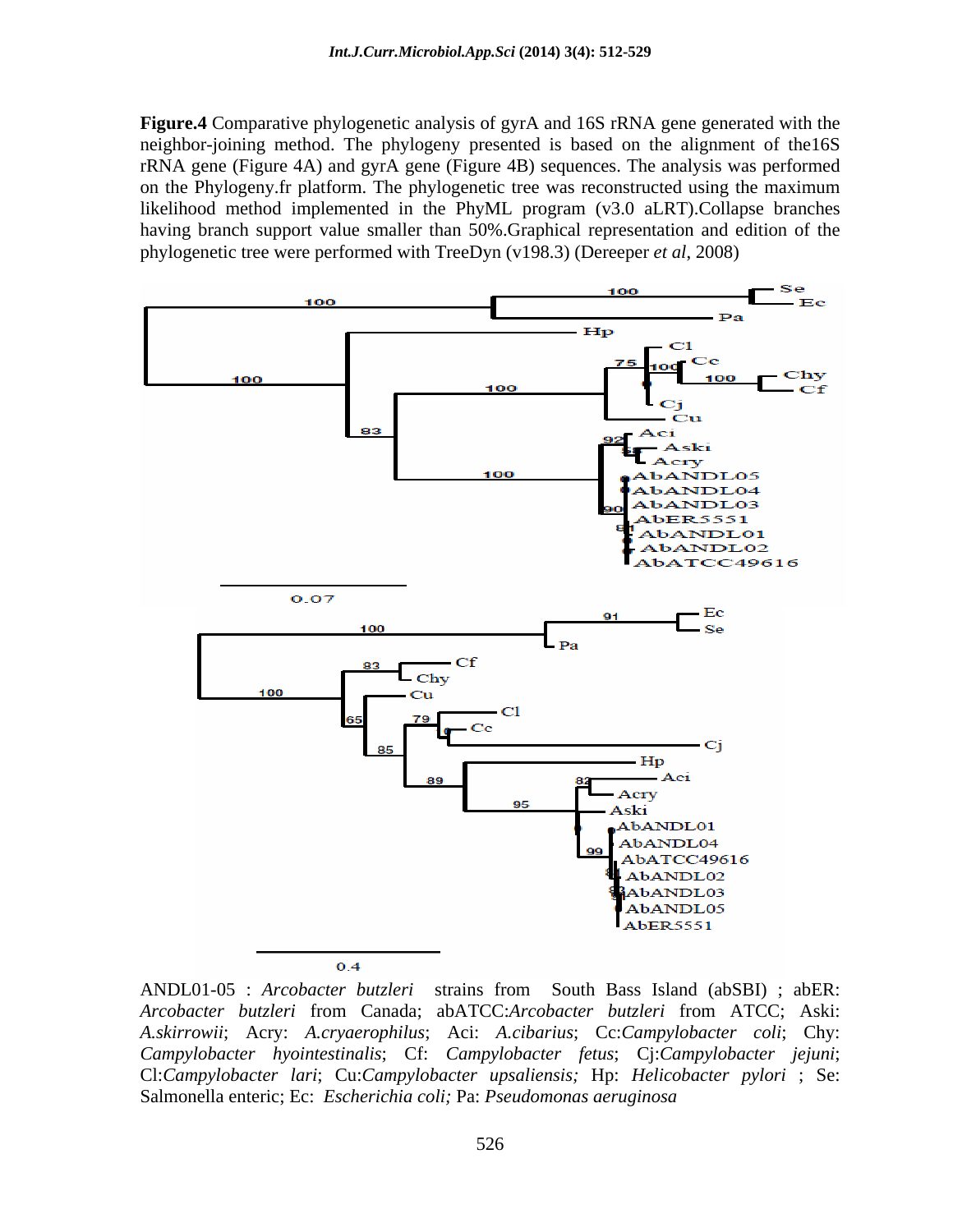**Figure.4** Comparative phylogenetic analysis of gyrA and 16S rRNA gene generated with the neighbor-joining method. The phylogeny presented is based on the alignment of the16S rRNA gene (Figure 4A) and gyrA gene (Figure 4B) sequences. The analysis was performed on the Phylogeny.fr platform. The phylogenetic tree was reconstructed using the maximum likelihood method implemented in the PhyML program (v3.0 aLRT).Collapse branches having branch support value smaller than 50%.Graphical representation and edition of the phylogenetic tree were performed with TreeDyn (v198.3) (Dereeper *et al*, 2008)

ANDL01-05 : *Arcobacter butzleri* strains from South Bass Island (abSBI) ; abER: *Arcobacter butzleri* from Canada; abATCC:*Arcobacter butzleri* from ATCC; Aski: *A.skirrowii*; Acry: *A.cryaerophilus*; Aci: *A.cibarius*; Cc:*Campylobacter coli*; Chy: *Campylobacter hyointestinalis*; Cf: *Campylobacter fetus*; Cj:*Campylobacter jejuni*; Cl:*Campylobacter lari*; Cu:*Campylobacter upsaliensis;* Hp: *Helicobacter pylori* ; Se: Salmonella enteric; Ec: *Escherichia coli;* Pa: *Pseudomonas aeruginosa*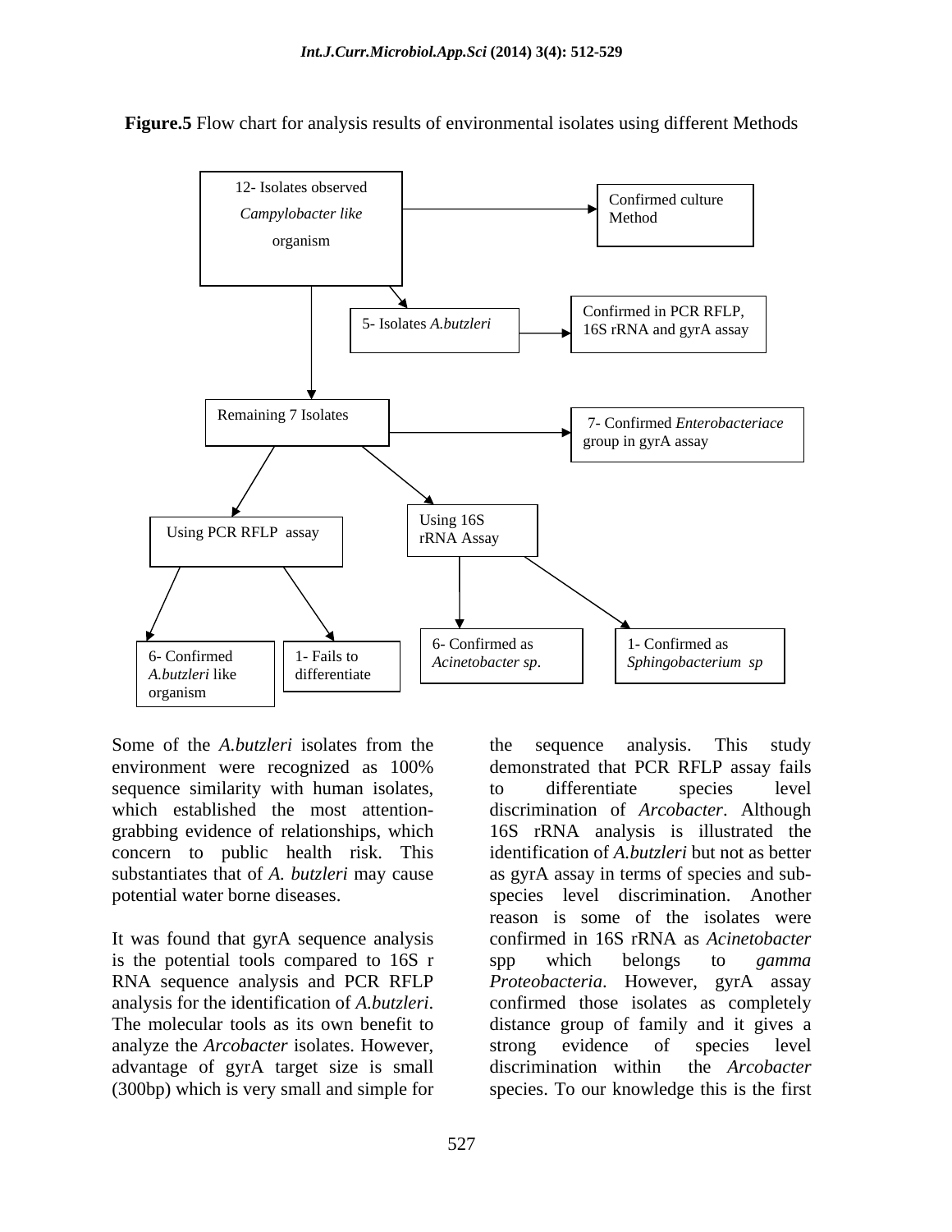**Figure.5** Flow chart for analysis results of environmental isolates using different Methods

12- Isolates observed *Campylobacter like* organism → Confirmed culture Method

5- Isolates *A.butzleri* → Confirmed in PCR RFLP, 16S rRNA and gyrA assay

Remaining 7 Isolates → 7- Confirmed *Enterobacteriace* group in gyrA assay

Using PCR RFLP assay → 6- Confirmed *A.butzleri* like organism; 1- Fails to differentiate

Using 16S rRNA Assay → 6- Confirmed as *Acinetobacter sp*.; 1- Confirmed as *Sphingobacterium sp*

Some of the *A.butzleri* isolates from the environment were recognized as 100% sequence similarity with human isolates, which established the most attention-grabbing evidence of relationships, which concern to public health risk. This substantiates that of *A. butzleri* may cause potential water borne diseases.

It was found that gyrA sequence analysis is the potential tools compared to 16S r RNA sequence analysis and PCR RFLP analysis for the identification of *A.butzleri*. The molecular tools as its own benefit to analyze the *Arcobacter* isolates. However, advantage of gyrA target size is small (300bp) which is very small and simple for the sequence analysis. This study demonstrated that PCR RFLP assay fails to differentiate species level discrimination of *Arcobacter*. Although 16S rRNA analysis is illustrated the identification of *A.butzleri* but not as better as gyrA assay in terms of species and sub-species level discrimination. Another reason is some of the isolates were confirmed in 16S rRNA as *Acinetobacter* spp which belongs to *gamma Proteobacteria*. However, gyrA assay confirmed those isolates as completely distance group of family and it gives a strong evidence of species level discrimination within the *Arcobacter* species. To our knowledge this is the first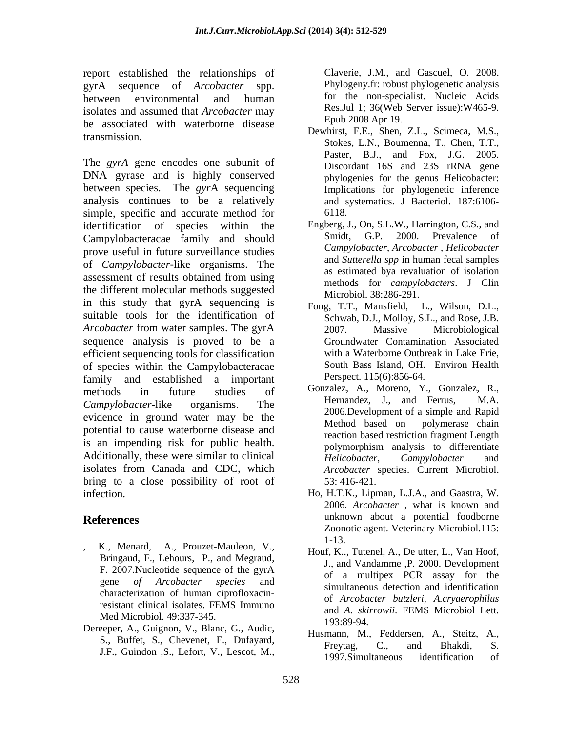report established the relationships of gyrA sequence of *Arcobacter* spp. between environmental and human isolates and assumed that *Arcobacter* may be associated with waterborne disease transmission.

The *gyrA* gene encodes one subunit of DNA gyrase and is highly conserved between species. The *gyr*A sequencing analysis continues to be a relatively simple, specific and accurate method for identification of species within the Campylobacteracae family and should prove useful in future surveillance studies of *Campylobacter*-like organisms. The assessment of results obtained from using the different molecular methods suggested in this study that gyrA sequencing is suitable tools for the identification of *Arcobacter* from water samples. The gyrA sequence analysis is proved to be a efficient sequencing tools for classification of species within the Campylobacteracae family and established a important methods in future studies of *Campylobacter*-like organisms. The evidence in ground water may be the potential to cause waterborne disease and is an impending risk for public health. Additionally, these were similar to clinical isolates from Canada and CDC, which bring to a close possibility of root of infection.

## References

, K., Menard, A., Prouzet-Mauleon, V., Bringaud, F., Lehours, P., and Megraud, F. 2007.Nucleotide sequence of the gyrA gene *of Arcobacter species* and characterization of human ciprofloxacin-resistant clinical isolates. FEMS Immuno Med Microbiol. 49:337-345.

Dereeper, A., Guignon, V., Blanc, G., Audic, S., Buffet, S., Chevenet, F., Dufayard, J.F., Guindon ,S., Lefort, V., Lescot, M., Claverie, J.M., and Gascuel, O. 2008. Phylogeny.fr: robust phylogenetic analysis for the non-specialist. Nucleic Acids Res.Jul 1; 36(Web Server issue):W465-9. Epub 2008 Apr 19.

Dewhirst, F.E., Shen, Z.L., Scimeca, M.S., Stokes, L.N., Boumenna, T., Chen, T.T., Paster, B.J., and Fox, J.G. 2005. Discordant 16S and 23S rRNA gene phylogenies for the genus Helicobacter: Implications for phylogenetic inference and systematics. J Bacteriol. 187:6106-6118.

Engberg, J., On, S.L.W., Harrington, C.S., and Smidt, G.P. 2000. Prevalence of *Campylobacter*, *Arcobacter* , *Helicobacter* and *Sutterella spp* in human fecal samples as estimated bya revaluation of isolation methods for *campylobacters*. J Clin Microbiol. 38:286-291.

Fong, T.T., Mansfield, L., Wilson, D.L., Schwab, D.J., Molloy, S.L., and Rose, J.B. 2007. Massive Microbiological Groundwater Contamination Associated with a Waterborne Outbreak in Lake Erie, South Bass Island, OH. Environ Health Perspect. 115(6):856-64.

Gonzalez, A., Moreno, Y., Gonzalez, R., Hernandez, J., and Ferrus, M.A. 2006.Development of a simple and Rapid Method based on polymerase chain reaction based restriction fragment Length polymorphism analysis to differentiate *Helicobacter*, *Campylobacter* and *Arcobacter* species. Current Microbiol. 53: 416-421.

Ho, H.T.K., Lipman, L.J.A., and Gaastra, W. 2006. *Arcobacter* , what is known and unknown about a potential foodborne Zoonotic agent. Veterinary Microbiol.115: 1-13.

Houf, K.., Tutenel, A., De utter, L., Van Hoof, J., and Vandamme ,P. 2000. Development of a multipex PCR assay for the simultaneous detection and identification of *Arcobacter butzleri*, *A.cryaerophilus* and *A. skirrowii*. FEMS Microbiol Lett*.* 193:89-94.

Husmann, M., Feddersen, A., Steitz, A., Freytag, C., and Bhakdi, S. 1997.Simultaneous identification of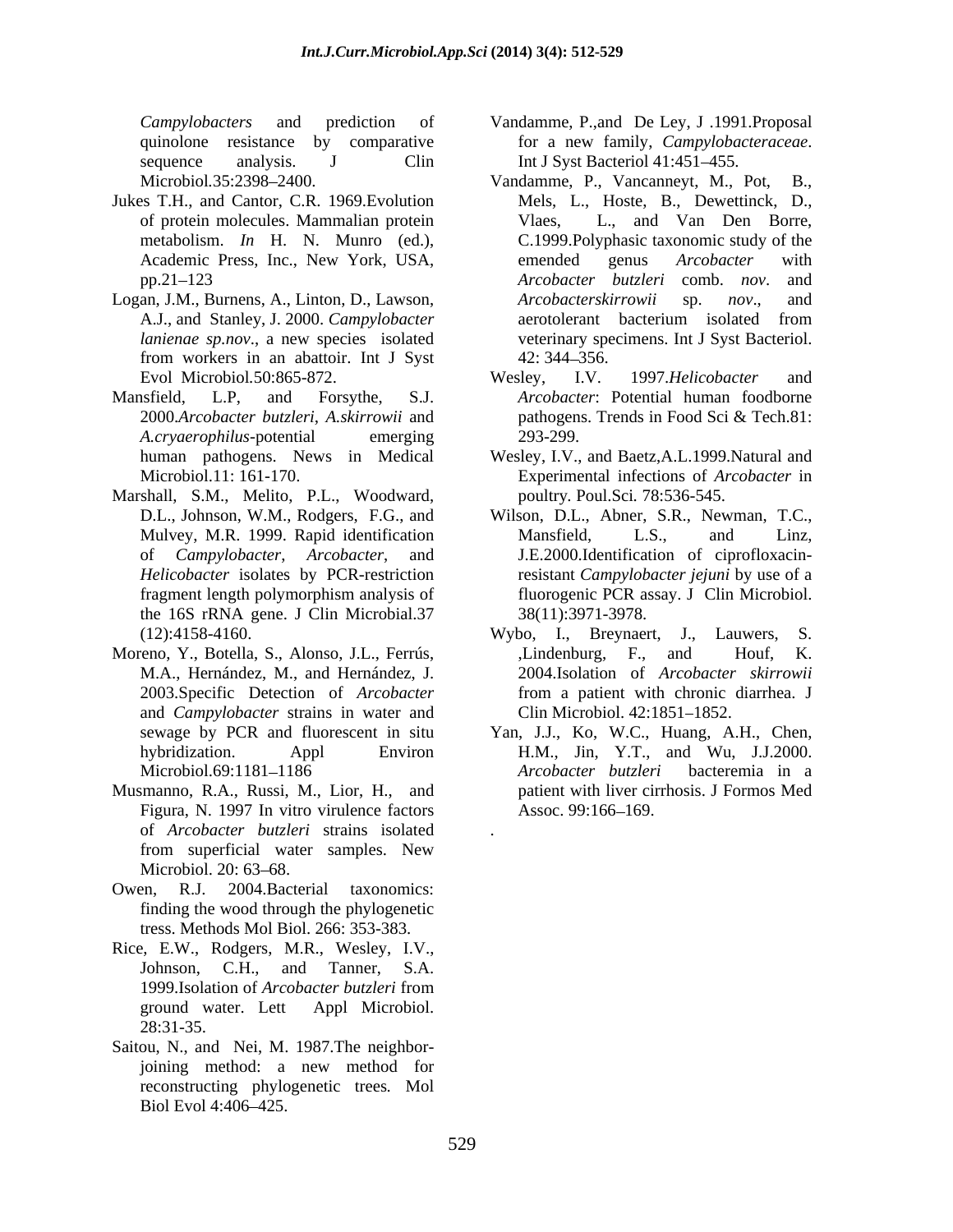*Campylobacters* and prediction of quinolone resistance by comparative sequence analysis. J Clin Microbiol.35:2398–2400.

Jukes T.H., and Cantor, C.R. 1969.Evolution of protein molecules. Mammalian protein metabolism. *In* H. N. Munro (ed.), Academic Press, Inc., New York, USA, pp.21–123

Logan, J.M., Burnens, A., Linton, D., Lawson, A.J., and Stanley, J. 2000. *Campylobacter lanienae sp.nov*., a new species isolated from workers in an abattoir. Int J Syst Evol Microbiol.50:865-872.

Mansfield, L.P, and Forsythe, S.J. 2000.*Arcobacter butzleri*, *A.skirrowii* and *A.cryaerophilus*-potential emerging human pathogens. News in Medical Microbiol.11: 161-170.

Marshall, S.M., Melito, P.L., Woodward, D.L., Johnson, W.M., Rodgers, F.G., and Mulvey, M.R. 1999. Rapid identification of *Campylobacter*, *Arcobacter*, and *Helicobacter* isolates by PCR-restriction fragment length polymorphism analysis of the 16S rRNA gene. J Clin Microbial.37 (12):4158-4160.

Moreno, Y., Botella, S., Alonso, J.L., Ferrús, M.A., Hernández, M., and Hernández, J. 2003.Specific Detection of *Arcobacter* and *Campylobacter* strains in water and sewage by PCR and fluorescent in situ hybridization. Appl Environ Microbiol.69:1181–1186

Musmanno, R.A., Russi, M., Lior, H., and Figura, N. 1997 In vitro virulence factors of *Arcobacter butzleri* strains isolated from superficial water samples. New Microbiol. 20: 63–68.

Owen, R.J. 2004.Bacterial taxonomics: finding the wood through the phylogenetic tress. Methods Mol Biol. 266: 353-383.

Rice, E.W., Rodgers, M.R., Wesley, I.V., Johnson, C.H., and Tanner, S.A. 1999.Isolation of *Arcobacter butzleri* from ground water. Lett Appl Microbiol. 28:31-35.

Saitou, N., and Nei, M. 1987.The neighbor-joining method: a new method for reconstructing phylogenetic trees. Mol Biol Evol 4:406–425.

Vandamme, P.,and De Ley, J .1991.Proposal for a new family, *Campylobacteraceae*. Int J Syst Bacteriol 41:451–455.

Vandamme, P., Vancanneyt, M., Pot, B., Mels, L., Hoste, B., Dewettinck, D., Vlaes, L., and Van Den Borre, C.1999.Polyphasic taxonomic study of the emended genus *Arcobacter* with *Arcobacter butzleri* comb. *nov*. and *Arcobacterskirrowii* sp. *nov*., and aerotolerant bacterium isolated from veterinary specimens. Int J Syst Bacteriol. 42: 344–356.

Wesley, I.V. 1997.*Helicobacter* and *Arcobacter*: Potential human foodborne pathogens. Trends in Food Sci & Tech.81: 293-299.

Wesley, I.V., and Baetz,A.L.1999.Natural and Experimental infections of *Arcobacter* in poultry. Poul.Sci. 78:536-545.

Wilson, D.L., Abner, S.R., Newman, T.C., Mansfield, L.S., and Linz, J.E.2000.Identification of ciprofloxacin-resistant *Campylobacter jejuni* by use of a fluorogenic PCR assay. J Clin Microbiol. 38(11):3971-3978.

Wybo, I., Breynaert, J., Lauwers, S. ,Lindenburg, F., and Houf, K. 2004.Isolation of *Arcobacter skirrowii* from a patient with chronic diarrhea. J Clin Microbiol. 42:1851–1852.

Yan, J.J., Ko, W.C., Huang, A.H., Chen, H.M., Jin, Y.T., and Wu, J.J.2000. *Arcobacter butzleri* bacteremia in a patient with liver cirrhosis. J Formos Med Assoc. 99:166–169.